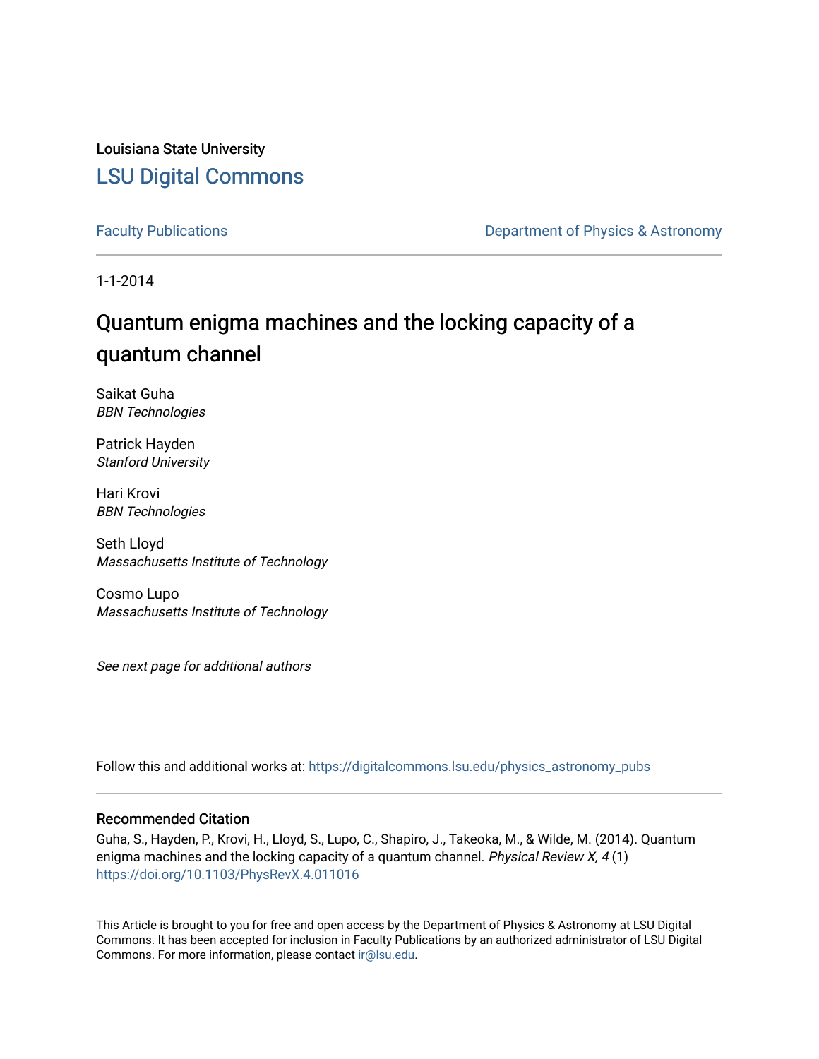Louisiana State University

# LSU Digital Commons

Faculty Publications

Department of Physics & Astronomy

1-1-2014

## Quantum enigma machines and the locking capacity of a quantum channel

Saikat Guha
*BBN Technologies*

Patrick Hayden
*Stanford University*

Hari Krovi
*BBN Technologies*

Seth Lloyd
*Massachusetts Institute of Technology*

Cosmo Lupo
*Massachusetts Institute of Technology*

*See next page for additional authors*

Follow this and additional works at: https://digitalcommons.lsu.edu/physics_astronomy_pubs

### Recommended Citation

Guha, S., Hayden, P., Krovi, H., Lloyd, S., Lupo, C., Shapiro, J., Takeoka, M., & Wilde, M. (2014). Quantum enigma machines and the locking capacity of a quantum channel. *Physical Review X, 4* (1) https://doi.org/10.1103/PhysRevX.4.011016

This Article is brought to you for free and open access by the Department of Physics & Astronomy at LSU Digital Commons. It has been accepted for inclusion in Faculty Publications by an authorized administrator of LSU Digital Commons. For more information, please contact ir@lsu.edu.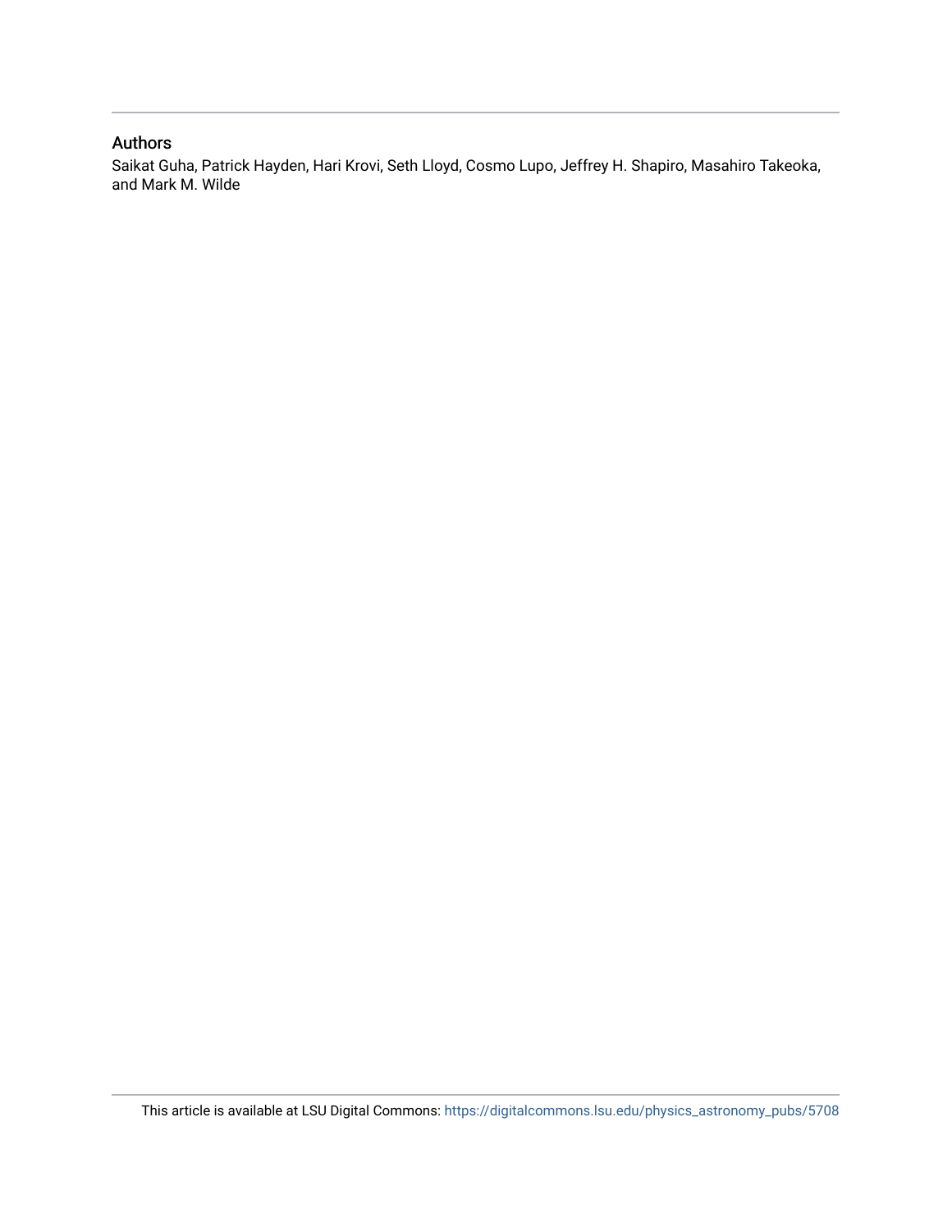## Authors

Saikat Guha, Patrick Hayden, Hari Krovi, Seth Lloyd, Cosmo Lupo, Jeffrey H. Shapiro, Masahiro Takeoka, and Mark M. Wilde

This article is available at LSU Digital Commons: https://digitalcommons.lsu.edu/physics_astronomy_pubs/5708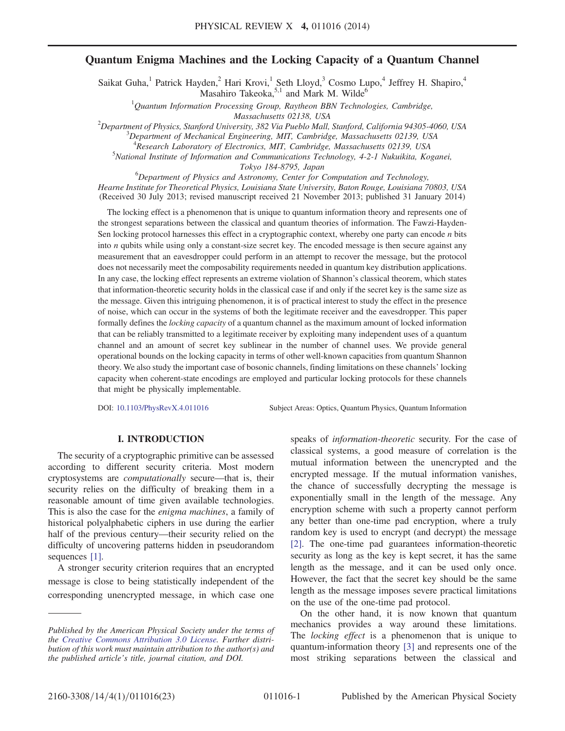# Quantum Enigma Machines and the Locking Capacity of a Quantum Channel

Saikat Guha,[1] Patrick Hayden,[2] Hari Krovi,[1] Seth Lloyd,[3] Cosmo Lupo,[4] Jeffrey H. Shapiro,[4] Masahiro Takeoka,[5,1] and Mark M. Wilde[6]

[1] *Quantum Information Processing Group, Raytheon BBN Technologies, Cambridge, Massachusetts 02138, USA*

[2] *Department of Physics, Stanford University, 382 Via Pueblo Mall, Stanford, California 94305-4060, USA*

[3] *Department of Mechanical Engineering, MIT, Cambridge, Massachusetts 02139, USA*

[4] *Research Laboratory of Electronics, MIT, Cambridge, Massachusetts 02139, USA*

[5] *National Institute of Information and Communications Technology, 4-2-1 Nukuikita, Koganei, Tokyo 184-8795, Japan*

[6] *Department of Physics and Astronomy, Center for Computation and Technology, Hearne Institute for Theoretical Physics, Louisiana State University, Baton Rouge, Louisiana 70803, USA*

(Received 30 July 2013; revised manuscript received 21 November 2013; published 31 January 2014)

The locking effect is a phenomenon that is unique to quantum information theory and represents one of the strongest separations between the classical and quantum theories of information. The Fawzi-Hayden-Sen locking protocol harnesses this effect in a cryptographic context, whereby one party can encode $n$ bits into $n$ qubits while using only a constant-size secret key. The encoded message is then secure against any measurement that an eavesdropper could perform in an attempt to recover the message, but the protocol does not necessarily meet the composability requirements needed in quantum key distribution applications. In any case, the locking effect represents an extreme violation of Shannon's classical theorem, which states that information-theoretic security holds in the classical case if and only if the secret key is the same size as the message. Given this intriguing phenomenon, it is of practical interest to study the effect in the presence of noise, which can occur in the systems of both the legitimate receiver and the eavesdropper. This paper formally defines the *locking capacity* of a quantum channel as the maximum amount of locked information that can be reliably transmitted to a legitimate receiver by exploiting many independent uses of a quantum channel and an amount of secret key sublinear in the number of channel uses. We provide general operational bounds on the locking capacity in terms of other well-known capacities from quantum Shannon theory. We also study the important case of bosonic channels, finding limitations on these channels' locking capacity when coherent-state encodings are employed and particular locking protocols for these channels that might be physically implementable.

DOI: 10.1103/PhysRevX.4.011016 Subject Areas: Optics, Quantum Physics, Quantum Information

## I. INTRODUCTION

The security of a cryptographic primitive can be assessed according to different security criteria. Most modern cryptosystems are *computationally* secure—that is, their security relies on the difficulty of breaking them in a reasonable amount of time given available technologies. This is also the case for the *enigma machines*, a family of historical polyalphabetic ciphers in use during the earlier half of the previous century—their security relied on the difficulty of uncovering patterns hidden in pseudorandom sequences [1].

A stronger security criterion requires that an encrypted message is close to being statistically independent of the corresponding unencrypted message, in which case one speaks of *information-theoretic* security. For the case of classical systems, a good measure of correlation is the mutual information between the unencrypted and the encrypted message. If the mutual information vanishes, the chance of successfully decrypting the message is exponentially small in the length of the message. Any encryption scheme with such a property cannot perform any better than one-time pad encryption, where a truly random key is used to encrypt (and decrypt) the message [2]. The one-time pad guarantees information-theoretic security as long as the key is kept secret, it has the same length as the message, and it can be used only once. However, the fact that the secret key should be the same length as the message imposes severe practical limitations on the use of the one-time pad protocol.

On the other hand, it is now known that quantum mechanics provides a way around these limitations. The *locking effect* is a phenomenon that is unique to quantum-information theory [3] and represents one of the most striking separations between the classical and

*Published by the American Physical Society under the terms of the Creative Commons Attribution 3.0 License. Further distribution of this work must maintain attribution to the author(s) and the published article's title, journal citation, and DOI.*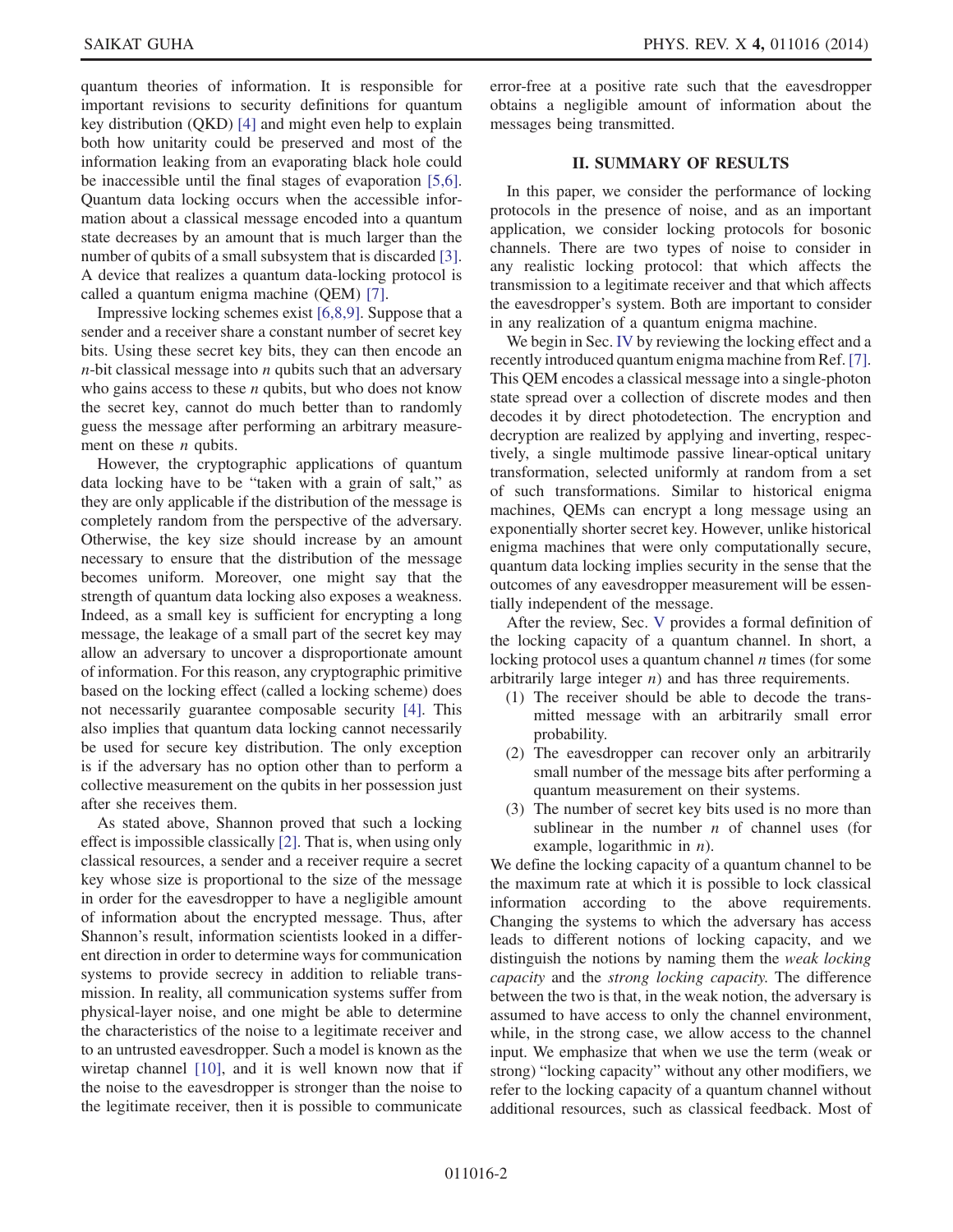quantum theories of information. It is responsible for important revisions to security definitions for quantum key distribution (QKD) [4] and might even help to explain both how unitarity could be preserved and most of the information leaking from an evaporating black hole could be inaccessible until the final stages of evaporation [5,6]. Quantum data locking occurs when the accessible information about a classical message encoded into a quantum state decreases by an amount that is much larger than the number of qubits of a small subsystem that is discarded [3]. A device that realizes a quantum data-locking protocol is called a quantum enigma machine (QEM) [7].

Impressive locking schemes exist [6,8,9]. Suppose that a sender and a receiver share a constant number of secret key bits. Using these secret key bits, they can then encode an $n$-bit classical message into $n$ qubits such that an adversary who gains access to these $n$ qubits, but who does not know the secret key, cannot do much better than to randomly guess the message after performing an arbitrary measurement on these $n$ qubits.

However, the cryptographic applications of quantum data locking have to be "taken with a grain of salt," as they are only applicable if the distribution of the message is completely random from the perspective of the adversary. Otherwise, the key size should increase by an amount necessary to ensure that the distribution of the message becomes uniform. Moreover, one might say that the strength of quantum data locking also exposes a weakness. Indeed, as a small key is sufficient for encrypting a long message, the leakage of a small part of the secret key may allow an adversary to uncover a disproportionate amount of information. For this reason, any cryptographic primitive based on the locking effect (called a locking scheme) does not necessarily guarantee composable security [4]. This also implies that quantum data locking cannot necessarily be used for secure key distribution. The only exception is if the adversary has no option other than to perform a collective measurement on the qubits in her possession just after she receives them.

As stated above, Shannon proved that such a locking effect is impossible classically [2]. That is, when using only classical resources, a sender and a receiver require a secret key whose size is proportional to the size of the message in order for the eavesdropper to have a negligible amount of information about the encrypted message. Thus, after Shannon's result, information scientists looked in a different direction in order to determine ways for communication systems to provide secrecy in addition to reliable transmission. In reality, all communication systems suffer from physical-layer noise, and one might be able to determine the characteristics of the noise to a legitimate receiver and to an untrusted eavesdropper. Such a model is known as the wiretap channel [10], and it is well known now that if the noise to the eavesdropper is stronger than the noise to the legitimate receiver, then it is possible to communicate error-free at a positive rate such that the eavesdropper obtains a negligible amount of information about the messages being transmitted.

## II. SUMMARY OF RESULTS

In this paper, we consider the performance of locking protocols in the presence of noise, and as an important application, we consider locking protocols for bosonic channels. There are two types of noise to consider in any realistic locking protocol: that which affects the transmission to a legitimate receiver and that which affects the eavesdropper's system. Both are important to consider in any realization of a quantum enigma machine.

We begin in Sec. IV by reviewing the locking effect and a recently introduced quantum enigma machine from Ref. [7]. This QEM encodes a classical message into a single-photon state spread over a collection of discrete modes and then decodes it by direct photodetection. The encryption and decryption are realized by applying and inverting, respectively, a single multimode passive linear-optical unitary transformation, selected uniformly at random from a set of such transformations. Similar to historical enigma machines, QEMs can encrypt a long message using an exponentially shorter secret key. However, unlike historical enigma machines that were only computationally secure, quantum data locking implies security in the sense that the outcomes of any eavesdropper measurement will be essentially independent of the message.

After the review, Sec. V provides a formal definition of the locking capacity of a quantum channel. In short, a locking protocol uses a quantum channel $n$ times (for some arbitrarily large integer $n$) and has three requirements.

1. The receiver should be able to decode the transmitted message with an arbitrarily small error probability.
2. The eavesdropper can recover only an arbitrarily small number of the message bits after performing a quantum measurement on their systems.
3. The number of secret key bits used is no more than sublinear in the number $n$ of channel uses (for example, logarithmic in $n$).

We define the locking capacity of a quantum channel to be the maximum rate at which it is possible to lock classical information according to the above requirements. Changing the systems to which the adversary has access leads to different notions of locking capacity, and we distinguish the notions by naming them the *weak locking capacity* and the *strong locking capacity*. The difference between the two is that, in the weak notion, the adversary is assumed to have access to only the channel environment, while, in the strong case, we allow access to the channel input. We emphasize that when we use the term (weak or strong) "locking capacity" without any other modifiers, we refer to the locking capacity of a quantum channel without additional resources, such as classical feedback. Most of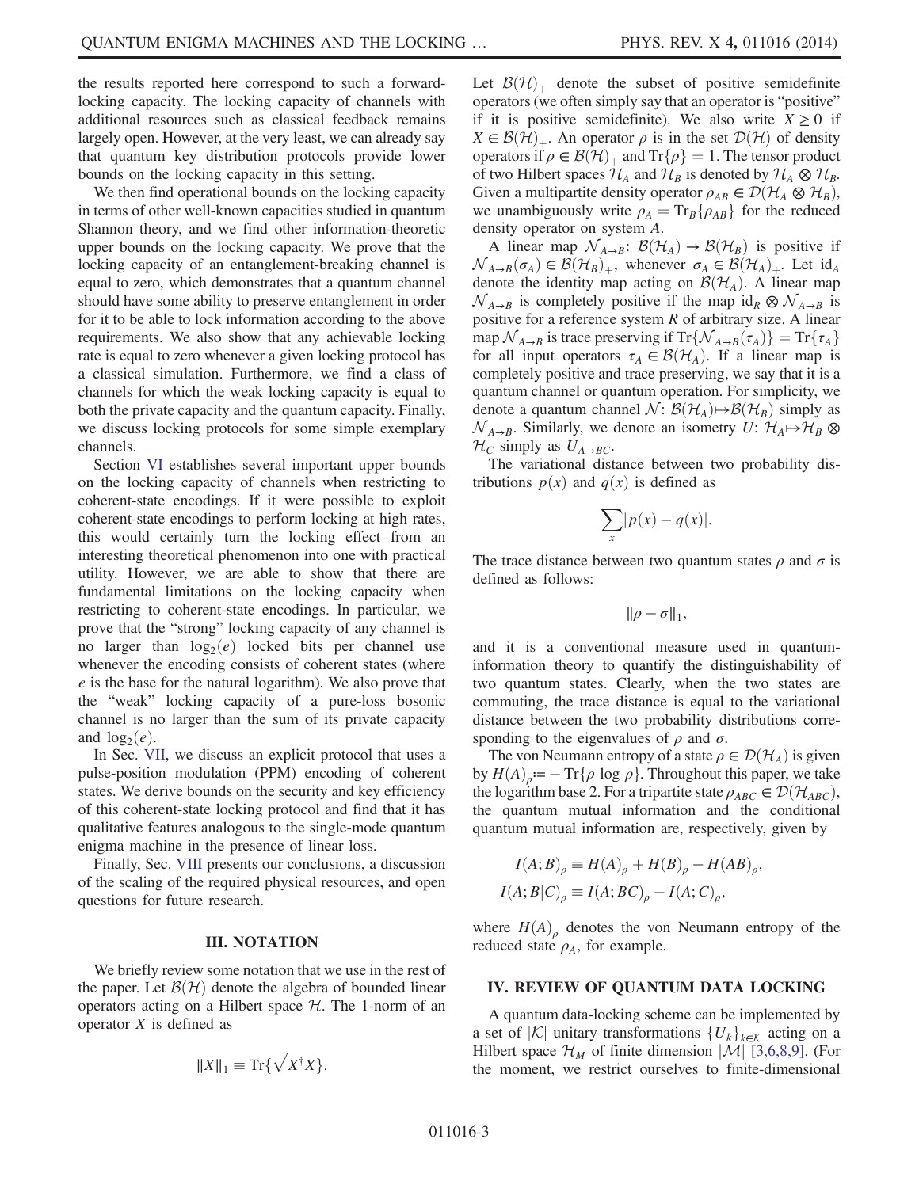the results reported here correspond to such a forward-locking capacity. The locking capacity of channels with additional resources such as classical feedback remains largely open. However, at the very least, we can already say that quantum key distribution protocols provide lower bounds on the locking capacity in this setting.

We then find operational bounds on the locking capacity in terms of other well-known capacities studied in quantum Shannon theory, and we find other information-theoretic upper bounds on the locking capacity. We prove that the locking capacity of an entanglement-breaking channel is equal to zero, which demonstrates that a quantum channel should have some ability to preserve entanglement in order for it to be able to lock information according to the above requirements. We also show that any achievable locking rate is equal to zero whenever a given locking protocol has a classical simulation. Furthermore, we find a class of channels for which the weak locking capacity is equal to both the private capacity and the quantum capacity. Finally, we discuss locking protocols for some simple exemplary channels.

Section VI establishes several important upper bounds on the locking capacity of channels when restricting to coherent-state encodings. If it were possible to exploit coherent-state encodings to perform locking at high rates, this would certainly turn the locking effect from an interesting theoretical phenomenon into one with practical utility. However, we are able to show that there are fundamental limitations on the locking capacity when restricting to coherent-state encodings. In particular, we prove that the "strong" locking capacity of any channel is no larger than $\log_2(e)$ locked bits per channel use whenever the encoding consists of coherent states (where $e$ is the base for the natural logarithm). We also prove that the "weak" locking capacity of a pure-loss bosonic channel is no larger than the sum of its private capacity and $\log_2(e)$.

In Sec. VII, we discuss an explicit protocol that uses a pulse-position modulation (PPM) encoding of coherent states. We derive bounds on the security and key efficiency of this coherent-state locking protocol and find that it has qualitative features analogous to the single-mode quantum enigma machine in the presence of linear loss.

Finally, Sec. VIII presents our conclusions, a discussion of the scaling of the required physical resources, and open questions for future research.

## III. NOTATION

We briefly review some notation that we use in the rest of the paper. Let $\mathcal{B}(\mathcal{H})$ denote the algebra of bounded linear operators acting on a Hilbert space $\mathcal{H}$. The 1-norm of an operator $X$ is defined as

$$\|X\|_1 \equiv \mathrm{Tr}\{\sqrt{X^\dagger X}\}.$$

Let $\mathcal{B}(\mathcal{H})_+$ denote the subset of positive semidefinite operators (we often simply say that an operator is "positive" if it is positive semidefinite). We also write $X \geq 0$ if $X \in \mathcal{B}(\mathcal{H})_+$. An operator $\rho$ is in the set $\mathcal{D}(\mathcal{H})$ of density operators if $\rho \in \mathcal{B}(\mathcal{H})_+$ and $\mathrm{Tr}\{\rho\} = 1$. The tensor product of two Hilbert spaces $\mathcal{H}_A$ and $\mathcal{H}_B$ is denoted by $\mathcal{H}_A \otimes \mathcal{H}_B$. Given a multipartite density operator $\rho_{AB} \in \mathcal{D}(\mathcal{H}_A \otimes \mathcal{H}_B)$, we unambiguously write $\rho_A = \mathrm{Tr}_B\{\rho_{AB}\}$ for the reduced density operator on system $A$.

A linear map $\mathcal{N}_{A\to B}$: $\mathcal{B}(\mathcal{H}_A) \to \mathcal{B}(\mathcal{H}_B)$ is positive if $\mathcal{N}_{A\to B}(\sigma_A) \in \mathcal{B}(\mathcal{H}_B)_+$, whenever $\sigma_A \in \mathcal{B}(\mathcal{H}_A)_+$. Let $\mathrm{id}_A$ denote the identity map acting on $\mathcal{B}(\mathcal{H}_A)$. A linear map $\mathcal{N}_{A\to B}$ is completely positive if the map $\mathrm{id}_R \otimes \mathcal{N}_{A\to B}$ is positive for a reference system $R$ of arbitrary size. A linear map $\mathcal{N}_{A\to B}$ is trace preserving if $\mathrm{Tr}\{\mathcal{N}_{A\to B}(\tau_A)\} = \mathrm{Tr}\{\tau_A\}$ for all input operators $\tau_A \in \mathcal{B}(\mathcal{H}_A)$. If a linear map is completely positive and trace preserving, we say that it is a quantum channel or quantum operation. For simplicity, we denote a quantum channel $\mathcal{N}$: $\mathcal{B}(\mathcal{H}_A) \mapsto \mathcal{B}(\mathcal{H}_B)$ simply as $\mathcal{N}_{A\to B}$. Similarly, we denote an isometry $U$: $\mathcal{H}_A \mapsto \mathcal{H}_B \otimes \mathcal{H}_C$ simply as $U_{A\to BC}$.

The variational distance between two probability distributions $p(x)$ and $q(x)$ is defined as

$$\sum_x |p(x) - q(x)|.$$

The trace distance between two quantum states $\rho$ and $\sigma$ is defined as follows:

$$\|\rho - \sigma\|_1,$$

and it is a conventional measure used in quantum-information theory to quantify the distinguishability of two quantum states. Clearly, when the two states are commuting, the trace distance is equal to the variational distance between the two probability distributions corresponding to the eigenvalues of $\rho$ and $\sigma$.

The von Neumann entropy of a state $\rho \in \mathcal{D}(\mathcal{H}_A)$ is given by $H(A)_\rho := -\mathrm{Tr}\{\rho \log \rho\}$. Throughout this paper, we take the logarithm base 2. For a tripartite state $\rho_{ABC} \in \mathcal{D}(\mathcal{H}_{ABC})$, the quantum mutual information and the conditional quantum mutual information are, respectively, given by

$$I(A;B)_\rho \equiv H(A)_\rho + H(B)_\rho - H(AB)_\rho,$$
$$I(A;B|C)_\rho \equiv I(A;BC)_\rho - I(A;C)_\rho,$$

where $H(A)_\rho$ denotes the von Neumann entropy of the reduced state $\rho_A$, for example.

## IV. REVIEW OF QUANTUM DATA LOCKING

A quantum data-locking scheme can be implemented by a set of $|\mathcal{K}|$ unitary transformations $\{U_k\}_{k\in\mathcal{K}}$ acting on a Hilbert space $\mathcal{H}_M$ of finite dimension $|\mathcal{M}|$ [3,6,8,9]. (For the moment, we restrict ourselves to finite-dimensional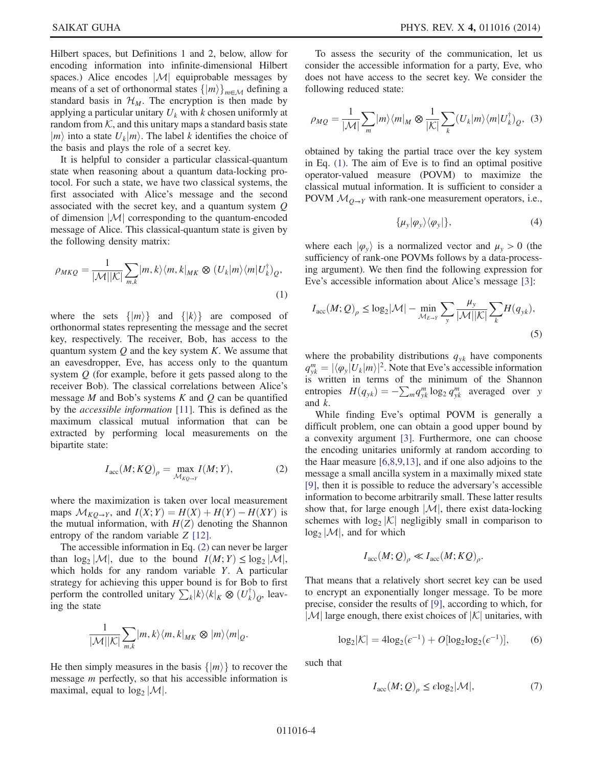Hilbert spaces, but Definitions 1 and 2, below, allow for encoding information into infinite-dimensional Hilbert spaces.) Alice encodes $|\mathcal{M}|$ equiprobable messages by means of a set of orthonormal states $\{|m\rangle\}_{m\in\mathcal{M}}$ defining a standard basis in $\mathcal{H}_M$. The encryption is then made by applying a particular unitary $U_k$ with $k$ chosen uniformly at random from $\mathcal{K}$, and this unitary maps a standard basis state $|m\rangle$ into a state $U_k|m\rangle$. The label $k$ identifies the choice of the basis and plays the role of a secret key.

It is helpful to consider a particular classical-quantum state when reasoning about a quantum data-locking protocol. For such a state, we have two classical systems, the first associated with Alice's message and the second associated with the secret key, and a quantum system $Q$ of dimension $|\mathcal{M}|$ corresponding to the quantum-encoded message of Alice. This classical-quantum state is given by the following density matrix:

$$\rho_{MKQ} = \frac{1}{|\mathcal{M}||\mathcal{K}|}\sum_{m,k}|m,k\rangle\langle m,k|_{MK} \otimes (U_k|m\rangle\langle m|U_k^{\dagger})_Q, \tag{1}$$

where the sets $\{|m\rangle\}$ and $\{|k\rangle\}$ are composed of orthonormal states representing the message and the secret key, respectively. The receiver, Bob, has access to the quantum system $Q$ and the key system $K$. We assume that an eavesdropper, Eve, has access only to the quantum system $Q$ (for example, before it gets passed along to the receiver Bob). The classical correlations between Alice's message $M$ and Bob's systems $K$ and $Q$ can be quantified by the *accessible information* [11]. This is defined as the maximum classical mutual information that can be extracted by performing local measurements on the bipartite state:

$$I_{\text{acc}}(M;KQ)_\rho = \max_{\mathcal{M}_{KQ\to Y}} I(M;Y), \tag{2}$$

where the maximization is taken over local measurement maps $\mathcal{M}_{KQ\to Y}$, and $I(X;Y) = H(X) + H(Y) - H(XY)$ is the mutual information, with $H(Z)$ denoting the Shannon entropy of the random variable $Z$ [12].

The accessible information in Eq. (2) can never be larger than $\log_2|\mathcal{M}|$, due to the bound $I(M;Y) \leq \log_2|\mathcal{M}|$, which holds for any random variable $Y$. A particular strategy for achieving this upper bound is for Bob to first perform the controlled unitary $\sum_k |k\rangle\langle k|_K \otimes (U_k^{\dagger})_Q$, leaving the state

$$\frac{1}{|\mathcal{M}||\mathcal{K}|}\sum_{m,k}|m,k\rangle\langle m,k|_{MK} \otimes |m\rangle\langle m|_Q.$$

He then simply measures in the basis $\{|m\rangle\}$ to recover the message $m$ perfectly, so that his accessible information is maximal, equal to $\log_2|\mathcal{M}|$.

To assess the security of the communication, let us consider the accessible information for a party, Eve, who does not have access to the secret key. We consider the following reduced state:

$$\rho_{MQ} = \frac{1}{|\mathcal{M}|}\sum_{m}|m\rangle\langle m|_M \otimes \frac{1}{|\mathcal{K}|}\sum_k (U_k|m\rangle\langle m|U_k^{\dagger})_Q, \tag{3}$$

obtained by taking the partial trace over the key system in Eq. (1). The aim of Eve is to find an optimal positive operator-valued measure (POVM) to maximize the classical mutual information. It is sufficient to consider a POVM $\mathcal{M}_{Q\to Y}$ with rank-one measurement operators, i.e.,

$$\{\mu_y|\varphi_y\rangle\langle\varphi_y|\}, \tag{4}$$

where each $|\varphi_y\rangle$ is a normalized vector and $\mu_y > 0$ (the sufficiency of rank-one POVMs follows by a data-processing argument). We then find the following expression for Eve's accessible information about Alice's message [3]:

$$I_{\text{acc}}(M;Q)_\rho \leq \log_2|\mathcal{M}| - \min_{\mathcal{M}_{E\to Y}}\sum_y \frac{\mu_y}{|\mathcal{M}||\mathcal{K}|}\sum_k H(q_{yk}), \tag{5}$$

where the probability distributions $q_{yk}$ have components $q_{yk}^m = |\langle\varphi_y|U_k|m\rangle|^2$. Note that Eve's accessible information is written in terms of the minimum of the Shannon entropies $H(q_{yk}) = -\sum_m q_{yk}^m \log_2 q_{yk}^m$ averaged over $y$ and $k$.

While finding Eve's optimal POVM is generally a difficult problem, one can obtain a good upper bound by a convexity argument [3]. Furthermore, one can choose the encoding unitaries uniformly at random according to the Haar measure [6,8,9,13], and if one also adjoins to the message a small ancilla system in a maximally mixed state [9], then it is possible to reduce the adversary's accessible information to become arbitrarily small. These latter results show that, for large enough $|\mathcal{M}|$, there exist data-locking schemes with $\log_2|\mathcal{K}|$ negligibly small in comparison to $\log_2|\mathcal{M}|$, and for which

$$I_{\text{acc}}(M;Q)_\rho \ll I_{\text{acc}}(M;KQ)_\rho.$$

That means that a relatively short secret key can be used to encrypt an exponentially longer message. To be more precise, consider the results of [9], according to which, for $|\mathcal{M}|$ large enough, there exist choices of $|\mathcal{K}|$ unitaries, with

$$\log_2|\mathcal{K}| = 4\log_2(\epsilon^{-1}) + O[\log_2\log_2(\epsilon^{-1})], \tag{6}$$

such that

$$I_{\text{acc}}(M;Q)_\rho \leq \epsilon\log_2|\mathcal{M}|, \tag{7}$$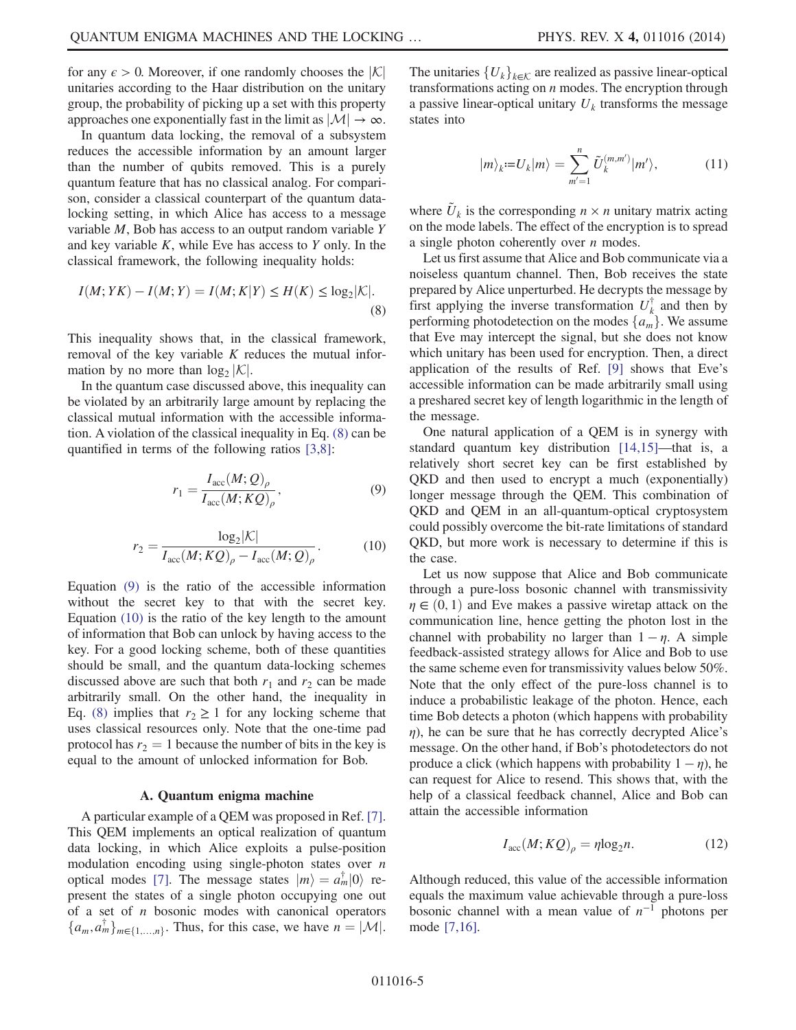for any $\epsilon > 0$. Moreover, if one randomly chooses the $|\mathcal{K}|$ unitaries according to the Haar distribution on the unitary group, the probability of picking up a set with this property approaches one exponentially fast in the limit as $|\mathcal{M}| \to \infty$.

In quantum data locking, the removal of a subsystem reduces the accessible information by an amount larger than the number of qubits removed. This is a purely quantum feature that has no classical analog. For comparison, consider a classical counterpart of the quantum data-locking setting, in which Alice has access to a message variable $M$, Bob has access to an output random variable $Y$ and key variable $K$, while Eve has access to $Y$ only. In the classical framework, the following inequality holds:

$$I(M; YK) - I(M; Y) = I(M; K|Y) \leq H(K) \leq \log_2|\mathcal{K}|. \tag{8}$$

This inequality shows that, in the classical framework, removal of the key variable $K$ reduces the mutual information by no more than $\log_2|\mathcal{K}|$.

In the quantum case discussed above, this inequality can be violated by an arbitrarily large amount by replacing the classical mutual information with the accessible information. A violation of the classical inequality in Eq. (8) can be quantified in terms of the following ratios [3,8]:

$$r_1 = \frac{I_{\mathrm{acc}}(M; Q)_\rho}{I_{\mathrm{acc}}(M; KQ)_\rho}, \tag{9}$$

$$r_2 = \frac{\log_2|\mathcal{K}|}{I_{\mathrm{acc}}(M; KQ)_\rho - I_{\mathrm{acc}}(M; Q)_\rho}. \tag{10}$$

Equation (9) is the ratio of the accessible information without the secret key to that with the secret key. Equation (10) is the ratio of the key length to the amount of information that Bob can unlock by having access to the key. For a good locking scheme, both of these quantities should be small, and the quantum data-locking schemes discussed above are such that both $r_1$ and $r_2$ can be made arbitrarily small. On the other hand, the inequality in Eq. (8) implies that $r_2 \geq 1$ for any locking scheme that uses classical resources only. Note that the one-time pad protocol has $r_2 = 1$ because the number of bits in the key is equal to the amount of unlocked information for Bob.

### A. Quantum enigma machine

A particular example of a QEM was proposed in Ref. [7]. This QEM implements an optical realization of quantum data locking, in which Alice exploits a pulse-position modulation encoding using single-photon states over $n$ optical modes [7]. The message states $|m\rangle = a_m^\dagger|0\rangle$ represent the states of a single photon occupying one out of a set of $n$ bosonic modes with canonical operators $\{a_m, a_m^\dagger\}_{m\in\{1,\ldots,n\}}$. Thus, for this case, we have $n = |\mathcal{M}|$. The unitaries $\{U_k\}_{k\in\mathcal{K}}$ are realized as passive linear-optical transformations acting on $n$ modes. The encryption through a passive linear-optical unitary $U_k$ transforms the message states into

$$|m\rangle_k := U_k|m\rangle = \sum_{m'=1}^{n} \tilde{U}_k^{(m,m')}|m'\rangle, \tag{11}$$

where $\tilde{U}_k$ is the corresponding $n \times n$ unitary matrix acting on the mode labels. The effect of the encryption is to spread a single photon coherently over $n$ modes.

Let us first assume that Alice and Bob communicate via a noiseless quantum channel. Then, Bob receives the state prepared by Alice unperturbed. He decrypts the message by first applying the inverse transformation $U_k^\dagger$ and then by performing photodetection on the modes $\{a_m\}$. We assume that Eve may intercept the signal, but she does not know which unitary has been used for encryption. Then, a direct application of the results of Ref. [9] shows that Eve's accessible information can be made arbitrarily small using a preshared secret key of length logarithmic in the length of the message.

One natural application of a QEM is in synergy with standard quantum key distribution [14,15]—that is, a relatively short secret key can be first established by QKD and then used to encrypt a much (exponentially) longer message through the QEM. This combination of QKD and QEM in an all-quantum-optical cryptosystem could possibly overcome the bit-rate limitations of standard QKD, but more work is necessary to determine if this is the case.

Let us now suppose that Alice and Bob communicate through a pure-loss bosonic channel with transmissivity $\eta \in (0,1)$ and Eve makes a passive wiretap attack on the communication line, hence getting the photon lost in the channel with probability no larger than $1 - \eta$. A simple feedback-assisted strategy allows for Alice and Bob to use the same scheme even for transmissivity values below 50%. Note that the only effect of the pure-loss channel is to induce a probabilistic leakage of the photon. Hence, each time Bob detects a photon (which happens with probability $\eta$), he can be sure that he has correctly decrypted Alice's message. On the other hand, if Bob's photodetectors do not produce a click (which happens with probability $1 - \eta$), he can request for Alice to resend. This shows that, with the help of a classical feedback channel, Alice and Bob can attain the accessible information

$$I_{\mathrm{acc}}(M; KQ)_\rho = \eta \log_2 n. \tag{12}$$

Although reduced, this value of the accessible information equals the maximum value achievable through a pure-loss bosonic channel with a mean value of $n^{-1}$ photons per mode [7,16].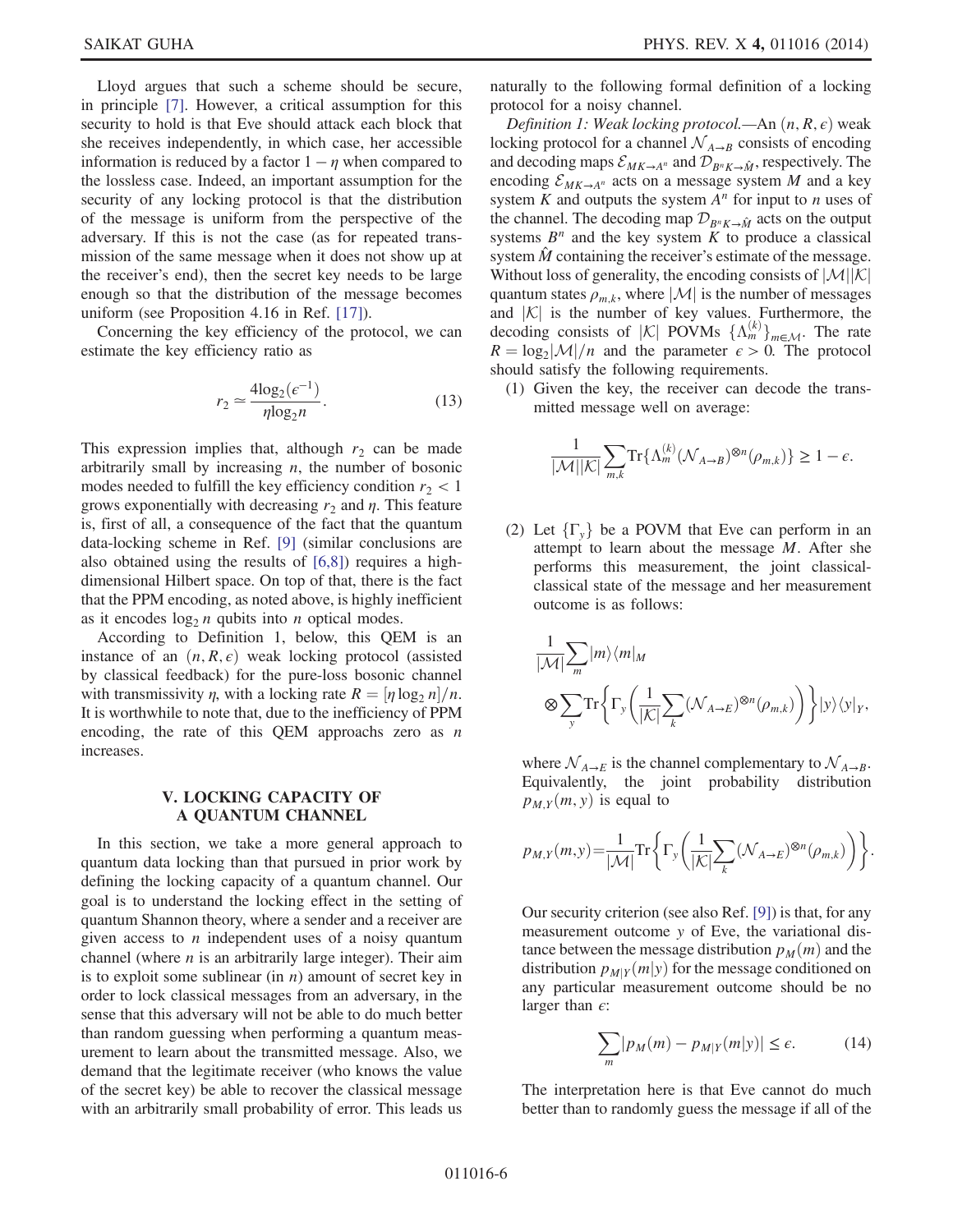Lloyd argues that such a scheme should be secure, in principle [7]. However, a critical assumption for this security to hold is that Eve should attack each block that she receives independently, in which case, her accessible information is reduced by a factor $1 - \eta$ when compared to the lossless case. Indeed, an important assumption for the security of any locking protocol is that the distribution of the message is uniform from the perspective of the adversary. If this is not the case (as for repeated transmission of the same message when it does not show up at the receiver's end), then the secret key needs to be large enough so that the distribution of the message becomes uniform (see Proposition 4.16 in Ref. [17]).

Concerning the key efficiency of the protocol, we can estimate the key efficiency ratio as

$$r_2 \simeq \frac{4\log_2(\epsilon^{-1})}{\eta \log_2 n}. \tag{13}$$

This expression implies that, although $r_2$ can be made arbitrarily small by increasing $n$, the number of bosonic modes needed to fulfill the key efficiency condition $r_2 < 1$ grows exponentially with decreasing $r_2$ and $\eta$. This feature is, first of all, a consequence of the fact that the quantum data-locking scheme in Ref. [9] (similar conclusions are also obtained using the results of [6,8]) requires a high-dimensional Hilbert space. On top of that, there is the fact that the PPM encoding, as noted above, is highly inefficient as it encodes $\log_2 n$ qubits into $n$ optical modes.

According to Definition 1, below, this QEM is an instance of an $(n, R, \epsilon)$ weak locking protocol (assisted by classical feedback) for the pure-loss bosonic channel with transmissivity $\eta$, with a locking rate $R = [\eta \log_2 n]/n$. It is worthwhile to note that, due to the inefficiency of PPM encoding, the rate of this QEM approachs zero as $n$ increases.

## V. LOCKING CAPACITY OF A QUANTUM CHANNEL

In this section, we take a more general approach to quantum data locking than that pursued in prior work by defining the locking capacity of a quantum channel. Our goal is to understand the locking effect in the setting of quantum Shannon theory, where a sender and a receiver are given access to $n$ independent uses of a noisy quantum channel (where $n$ is an arbitrarily large integer). Their aim is to exploit some sublinear (in $n$) amount of secret key in order to lock classical messages from an adversary, in the sense that this adversary will not be able to do much better than random guessing when performing a quantum measurement to learn about the transmitted message. Also, we demand that the legitimate receiver (who knows the value of the secret key) be able to recover the classical message with an arbitrarily small probability of error. This leads us naturally to the following formal definition of a locking protocol for a noisy channel.

*Definition 1: Weak locking protocol.*—An $(n, R, \epsilon)$ weak locking protocol for a channel $\mathcal{N}_{A\to B}$ consists of encoding and decoding maps $\mathcal{E}_{MK\to A^n}$ and $\mathcal{D}_{B^nK\to\hat{M}}$, respectively. The encoding $\mathcal{E}_{MK\to A^n}$ acts on a message system $M$ and a key system $K$ and outputs the system $A^n$ for input to $n$ uses of the channel. The decoding map $\mathcal{D}_{B^nK\to\hat{M}}$ acts on the output systems $B^n$ and the key system $K$ to produce a classical system $\hat{M}$ containing the receiver's estimate of the message. Without loss of generality, the encoding consists of $|\mathcal{M}||\mathcal{K}|$ quantum states $\rho_{m,k}$, where $|\mathcal{M}|$ is the number of messages and $|\mathcal{K}|$ is the number of key values. Furthermore, the decoding consists of $|\mathcal{K}|$ POVMs $\{\Lambda_m^{(k)}\}_{m\in\mathcal{M}}$. The rate $R = \log_2|\mathcal{M}|/n$ and the parameter $\epsilon > 0$. The protocol should satisfy the following requirements.

(1) Given the key, the receiver can decode the transmitted message well on average:

$$\frac{1}{|\mathcal{M}||\mathcal{K}|}\sum_{m,k}\mathrm{Tr}\{\Lambda_m^{(k)}(\mathcal{N}_{A\to B})^{\otimes n}(\rho_{m,k})\} \geq 1 - \epsilon.$$

(2) Let $\{\Gamma_y\}$ be a POVM that Eve can perform in an attempt to learn about the message $M$. After she performs this measurement, the joint classical-classical state of the message and her measurement outcome is as follows:

$$\frac{1}{|\mathcal{M}|}\sum_m |m\rangle\langle m|_M \otimes \sum_y \mathrm{Tr}\left\{\Gamma_y\left(\frac{1}{|\mathcal{K}|}\sum_k (\mathcal{N}_{A\to E})^{\otimes n}(\rho_{m,k})\right)\right\}|y\rangle\langle y|_Y,$$

where $\mathcal{N}_{A\to E}$ is the channel complementary to $\mathcal{N}_{A\to B}$. Equivalently, the joint probability distribution $p_{M,Y}(m, y)$ is equal to

$$p_{M,Y}(m,y) = \frac{1}{|\mathcal{M}|}\mathrm{Tr}\left\{\Gamma_y\left(\frac{1}{|\mathcal{K}|}\sum_k (\mathcal{N}_{A\to E})^{\otimes n}(\rho_{m,k})\right)\right\}.$$

Our security criterion (see also Ref. [9]) is that, for any measurement outcome $y$ of Eve, the variational distance between the message distribution $p_M(m)$ and the distribution $p_{M|Y}(m|y)$ for the message conditioned on any particular measurement outcome should be no larger than $\epsilon$:

$$\sum_m |p_M(m) - p_{M|Y}(m|y)| \leq \epsilon. \tag{14}$$

The interpretation here is that Eve cannot do much better than to randomly guess the message if all of the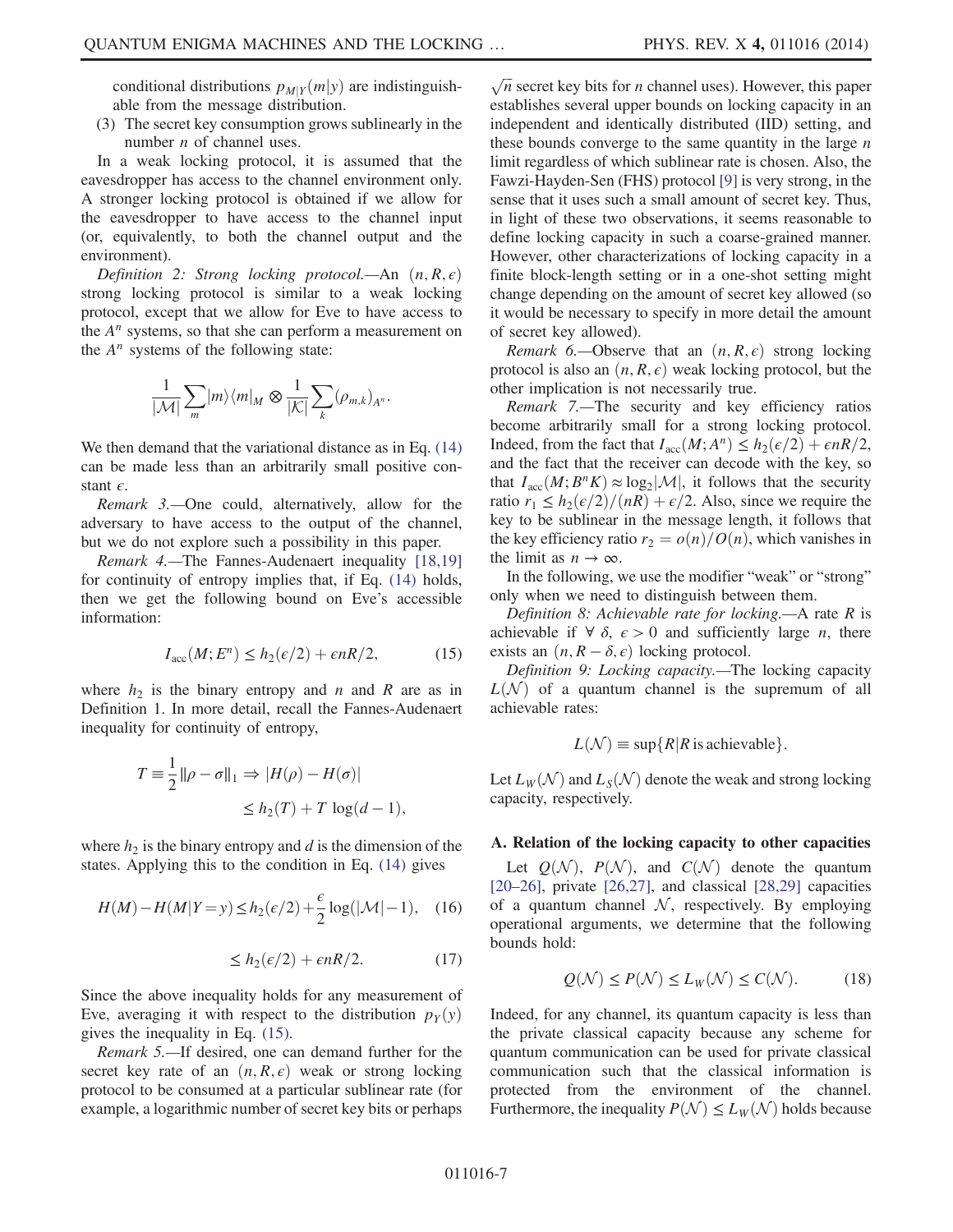conditional distributions $p_{M|Y}(m|y)$ are indistinguishable from the message distribution.

(3) The secret key consumption grows sublinearly in the number $n$ of channel uses.

In a weak locking protocol, it is assumed that the eavesdropper has access to the channel environment only. A stronger locking protocol is obtained if we allow for the eavesdropper to have access to the channel input (or, equivalently, to both the channel output and the environment).

*Definition 2: Strong locking protocol.*—An $(n, R, \epsilon)$ strong locking protocol is similar to a weak locking protocol, except that we allow for Eve to have access to the $A^n$ systems, so that she can perform a measurement on the $A^n$ systems of the following state:

$$\frac{1}{|\mathcal{M}|}\sum_m |m\rangle\langle m|_M \otimes \frac{1}{|\mathcal{K}|}\sum_k (\rho_{m,k})_{A^n}.$$

We then demand that the variational distance as in Eq. (14) can be made less than an arbitrarily small positive constant $\epsilon$.

*Remark 3.*—One could, alternatively, allow for the adversary to have access to the output of the channel, but we do not explore such a possibility in this paper.

*Remark 4.*—The Fannes-Audenaert inequality [18,19] for continuity of entropy implies that, if Eq. (14) holds, then we get the following bound on Eve's accessible information:

$$I_{\mathrm{acc}}(M; E^n) \leq h_2(\epsilon/2) + \epsilon n R/2, \tag{15}$$

where $h_2$ is the binary entropy and $n$ and $R$ are as in Definition 1. In more detail, recall the Fannes-Audenaert inequality for continuity of entropy,

$$T \equiv \frac{1}{2}\|\rho - \sigma\|_1 \Rightarrow |H(\rho) - H(\sigma)| \leq h_2(T) + T\,\log(d-1),$$

where $h_2$ is the binary entropy and $d$ is the dimension of the states. Applying this to the condition in Eq. (14) gives

$$H(M) - H(M|Y=y) \leq h_2(\epsilon/2) + \frac{\epsilon}{2}\log(|\mathcal{M}|-1), \tag{16}$$

$$\leq h_2(\epsilon/2) + \epsilon n R/2. \tag{17}$$

Since the above inequality holds for any measurement of Eve, averaging it with respect to the distribution $p_Y(y)$ gives the inequality in Eq. (15).

*Remark 5.*—If desired, one can demand further for the secret key rate of an $(n, R, \epsilon)$ weak or strong locking protocol to be consumed at a particular sublinear rate (for example, a logarithmic number of secret key bits or perhaps $\sqrt{n}$ secret key bits for $n$ channel uses). However, this paper establishes several upper bounds on locking capacity in an independent and identically distributed (IID) setting, and these bounds converge to the same quantity in the large $n$ limit regardless of which sublinear rate is chosen. Also, the Fawzi-Hayden-Sen (FHS) protocol [9] is very strong, in the sense that it uses such a small amount of secret key. Thus, in light of these two observations, it seems reasonable to define locking capacity in such a coarse-grained manner. However, other characterizations of locking capacity in a finite block-length setting or in a one-shot setting might change depending on the amount of secret key allowed (so it would be necessary to specify in more detail the amount of secret key allowed).

*Remark 6.*—Observe that an $(n, R, \epsilon)$ strong locking protocol is also an $(n, R, \epsilon)$ weak locking protocol, but the other implication is not necessarily true.

*Remark 7.*—The security and key efficiency ratios become arbitrarily small for a strong locking protocol. Indeed, from the fact that $I_{\mathrm{acc}}(M; A^n) \leq h_2(\epsilon/2) + \epsilon n R/2$, and the fact that the receiver can decode with the key, so that $I_{\mathrm{acc}}(M; B^n K) \approx \log_2|\mathcal{M}|$, it follows that the security ratio $r_1 \leq h_2(\epsilon/2)/(nR) + \epsilon/2$. Also, since we require the key to be sublinear in the message length, it follows that the key efficiency ratio $r_2 = o(n)/O(n)$, which vanishes in the limit as $n \to \infty$.

In the following, we use the modifier "weak" or "strong" only when we need to distinguish between them.

*Definition 8: Achievable rate for locking.*—A rate $R$ is achievable if $\forall\ \delta,\ \epsilon > 0$ and sufficiently large $n$, there exists an $(n, R-\delta, \epsilon)$ locking protocol.

*Definition 9: Locking capacity.*—The locking capacity $L(\mathcal{N})$ of a quantum channel is the supremum of all achievable rates:

$$L(\mathcal{N}) \equiv \sup\{R | R \text{ is achievable}\}.$$

Let $L_W(\mathcal{N})$ and $L_S(\mathcal{N})$ denote the weak and strong locking capacity, respectively.

### A. Relation of the locking capacity to other capacities

Let $Q(\mathcal{N})$, $P(\mathcal{N})$, and $C(\mathcal{N})$ denote the quantum [20–26], private [26,27], and classical [28,29] capacities of a quantum channel $\mathcal{N}$, respectively. By employing operational arguments, we determine that the following bounds hold:

$$Q(\mathcal{N}) \leq P(\mathcal{N}) \leq L_W(\mathcal{N}) \leq C(\mathcal{N}). \tag{18}$$

Indeed, for any channel, its quantum capacity is less than the private classical capacity because any scheme for quantum communication can be used for private classical communication such that the classical information is protected from the environment of the channel. Furthermore, the inequality $P(\mathcal{N}) \leq L_W(\mathcal{N})$ holds because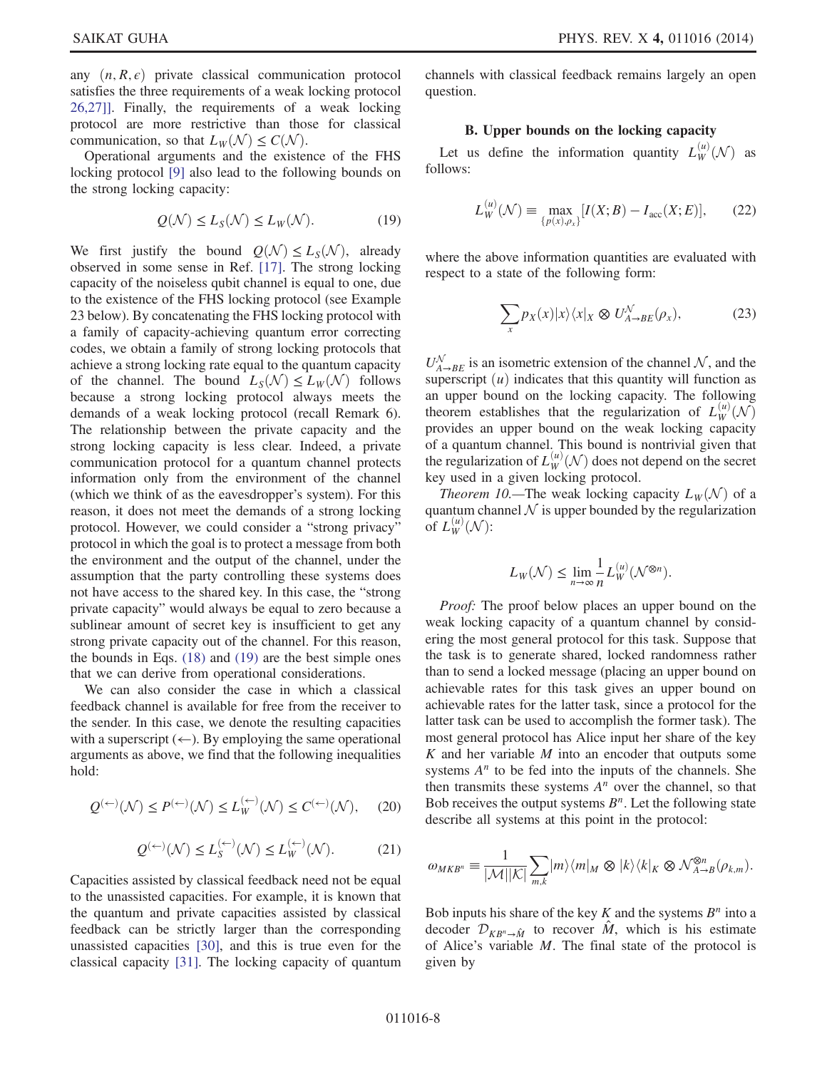any $(n, R, \epsilon)$ private classical communication protocol satisfies the three requirements of a weak locking protocol 26,27]]. Finally, the requirements of a weak locking protocol are more restrictive than those for classical communication, so that $L_W(\mathcal{N}) \leq C(\mathcal{N})$.

Operational arguments and the existence of the FHS locking protocol [9] also lead to the following bounds on the strong locking capacity:

$$Q(\mathcal{N}) \leq L_S(\mathcal{N}) \leq L_W(\mathcal{N}). \tag{19}$$

We first justify the bound $Q(\mathcal{N}) \leq L_S(\mathcal{N})$, already observed in some sense in Ref. [17]. The strong locking capacity of the noiseless qubit channel is equal to one, due to the existence of the FHS locking protocol (see Example 23 below). By concatenating the FHS locking protocol with a family of capacity-achieving quantum error correcting codes, we obtain a family of strong locking protocols that achieve a strong locking rate equal to the quantum capacity of the channel. The bound $L_S(\mathcal{N}) \leq L_W(\mathcal{N})$ follows because a strong locking protocol always meets the demands of a weak locking protocol (recall Remark 6). The relationship between the private capacity and the strong locking capacity is less clear. Indeed, a private communication protocol for a quantum channel protects information only from the environment of the channel (which we think of as the eavesdropper's system). For this reason, it does not meet the demands of a strong locking protocol. However, we could consider a "strong privacy" protocol in which the goal is to protect a message from both the environment and the output of the channel, under the assumption that the party controlling these systems does not have access to the shared key. In this case, the "strong private capacity" would always be equal to zero because a sublinear amount of secret key is insufficient to get any strong private capacity out of the channel. For this reason, the bounds in Eqs. (18) and (19) are the best simple ones that we can derive from operational considerations.

We can also consider the case in which a classical feedback channel is available for free from the receiver to the sender. In this case, we denote the resulting capacities with a superscript $(\leftarrow)$. By employing the same operational arguments as above, we find that the following inequalities hold:

$$Q^{(\leftarrow)}(\mathcal{N}) \leq P^{(\leftarrow)}(\mathcal{N}) \leq L_W^{(\leftarrow)}(\mathcal{N}) \leq C^{(\leftarrow)}(\mathcal{N}), \tag{20}$$

$$Q^{(\leftarrow)}(\mathcal{N}) \leq L_S^{(\leftarrow)}(\mathcal{N}) \leq L_W^{(\leftarrow)}(\mathcal{N}). \tag{21}$$

Capacities assisted by classical feedback need not be equal to the unassisted capacities. For example, it is known that the quantum and private capacities assisted by classical feedback can be strictly larger than the corresponding unassisted capacities [30], and this is true even for the classical capacity [31]. The locking capacity of quantum channels with classical feedback remains largely an open question.

### B. Upper bounds on the locking capacity

Let us define the information quantity $L_W^{(u)}(\mathcal{N})$ as follows:

$$L_W^{(u)}(\mathcal{N}) \equiv \max_{\{p(x),\rho_x\}} [I(X;B) - I_{\mathrm{acc}}(X;E)], \tag{22}$$

where the above information quantities are evaluated with respect to a state of the following form:

$$\sum_x p_X(x)|x\rangle\langle x|_X \otimes U^{\mathcal{N}}_{A\to BE}(\rho_x), \tag{23}$$

$U^{\mathcal{N}}_{A\to BE}$ is an isometric extension of the channel $\mathcal{N}$, and the superscript $(u)$ indicates that this quantity will function as an upper bound on the locking capacity. The following theorem establishes that the regularization of $L_W^{(u)}(\mathcal{N})$ provides an upper bound on the weak locking capacity of a quantum channel. This bound is nontrivial given that the regularization of $L_W^{(u)}(\mathcal{N})$ does not depend on the secret key used in a given locking protocol.

*Theorem 10.*—The weak locking capacity $L_W(\mathcal{N})$ of a quantum channel $\mathcal{N}$ is upper bounded by the regularization of $L_W^{(u)}(\mathcal{N})$:

$$L_W(\mathcal{N}) \leq \lim_{n\to\infty} \frac{1}{n} L_W^{(u)}(\mathcal{N}^{\otimes n}).$$

*Proof:* The proof below places an upper bound on the weak locking capacity of a quantum channel by considering the most general protocol for this task. Suppose that the task is to generate shared, locked randomness rather than to send a locked message (placing an upper bound on achievable rates for this task gives an upper bound on achievable rates for the latter task, since a protocol for the latter task can be used to accomplish the former task). The most general protocol has Alice input her share of the key $K$ and her variable $M$ into an encoder that outputs some systems $A^n$ to be fed into the inputs of the channels. She then transmits these systems $A^n$ over the channel, so that Bob receives the output systems $B^n$. Let the following state describe all systems at this point in the protocol:

$$\omega_{MKB^n} \equiv \frac{1}{|\mathcal{M}||\mathcal{K}|} \sum_{m,k} |m\rangle\langle m|_M \otimes |k\rangle\langle k|_K \otimes \mathcal{N}^{\otimes n}_{A\to B}(\rho_{k,m}).$$

Bob inputs his share of the key $K$ and the systems $B^n$ into a decoder $\mathcal{D}_{KB^n\to\hat{M}}$ to recover $\hat{M}$, which is his estimate of Alice's variable $M$. The final state of the protocol is given by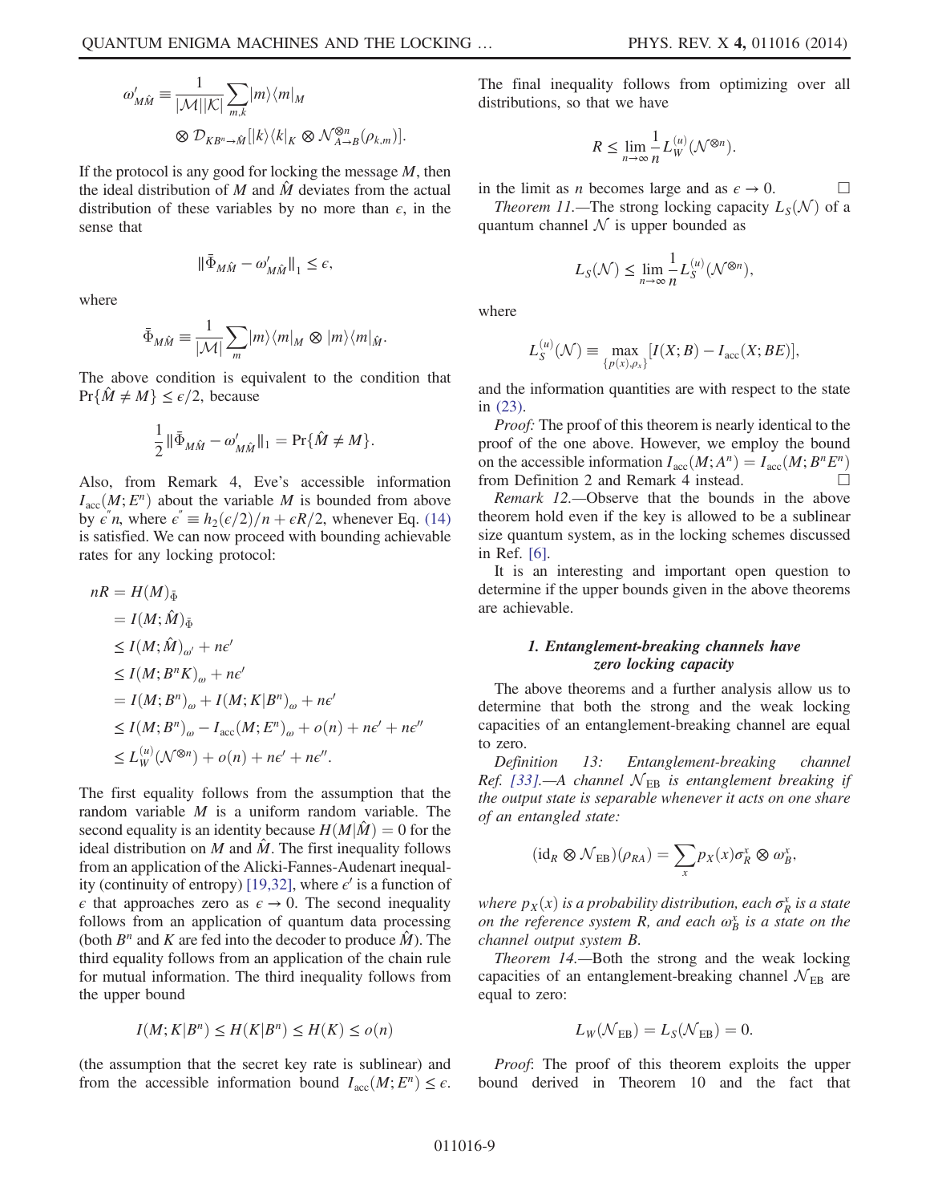$$\omega'_{M\hat{M}} \equiv \frac{1}{|\mathcal{M}||\mathcal{K}|}\sum_{m,k}|m\rangle\langle m|_M \otimes \mathcal{D}_{KB^n\to\hat{M}}[|k\rangle\langle k|_K \otimes \mathcal{N}^{\otimes n}_{A\to B}(\rho_{k,m})].$$

If the protocol is any good for locking the message $M$, then the ideal distribution of $M$ and $\hat{M}$ deviates from the actual distribution of these variables by no more than $\epsilon$, in the sense that

$$\|\bar{\Phi}_{M\hat{M}} - \omega'_{M\hat{M}}\|_1 \leq \epsilon,$$

where

$$\bar{\Phi}_{M\hat{M}} \equiv \frac{1}{|\mathcal{M}|}\sum_m |m\rangle\langle m|_M \otimes |m\rangle\langle m|_{\hat{M}}.$$

The above condition is equivalent to the condition that $\Pr\{\hat{M} \neq M\} \leq \epsilon/2$, because

$$\frac{1}{2}\|\bar{\Phi}_{M\hat{M}} - \omega'_{M\hat{M}}\|_1 = \Pr\{\hat{M} \neq M\}.$$

Also, from Remark 4, Eve's accessible information $I_{\mathrm{acc}}(M;E^n)$ about the variable $M$ is bounded from above by $\epsilon'' n$, where $\epsilon'' \equiv h_2(\epsilon/2)/n + \epsilon R/2$, whenever Eq. (14) is satisfied. We can now proceed with bounding achievable rates for any locking protocol:

$$\begin{aligned}
nR &= H(M)_{\bar{\Phi}} \\
&= I(M;\hat{M})_{\bar{\Phi}} \\
&\leq I(M;\hat{M})_{\omega'} + n\epsilon' \\
&\leq I(M;B^nK)_{\omega} + n\epsilon' \\
&= I(M;B^n)_{\omega} + I(M;K|B^n)_{\omega} + n\epsilon' \\
&\leq I(M;B^n)_{\omega} - I_{\mathrm{acc}}(M;E^n)_{\omega} + o(n) + n\epsilon' + n\epsilon'' \\
&\leq L_W^{(u)}(\mathcal{N}^{\otimes n}) + o(n) + n\epsilon' + n\epsilon''.
\end{aligned}$$

The first equality follows from the assumption that the random variable $M$ is a uniform random variable. The second equality is an identity because $H(M|\hat{M}) = 0$ for the ideal distribution on $M$ and $\hat{M}$. The first inequality follows from an application of the Alicki-Fannes-Audenart inequality (continuity of entropy) [19,32], where $\epsilon'$ is a function of $\epsilon$ that approaches zero as $\epsilon \to 0$. The second inequality follows from an application of quantum data processing (both $B^n$ and $K$ are fed into the decoder to produce $\hat{M}$). The third equality follows from an application of the chain rule for mutual information. The third inequality follows from the upper bound

$$I(M;K|B^n) \leq H(K|B^n) \leq H(K) \leq o(n)$$

(the assumption that the secret key rate is sublinear) and from the accessible information bound $I_{\mathrm{acc}}(M;E^n) \leq \epsilon$. The final inequality follows from optimizing over all distributions, so that we have

$$R \leq \lim_{n\to\infty}\frac{1}{n}L_W^{(u)}(\mathcal{N}^{\otimes n}).$$

in the limit as $n$ becomes large and as $\epsilon \to 0$. □

*Theorem 11.*—The strong locking capacity $L_S(\mathcal{N})$ of a quantum channel $\mathcal{N}$ is upper bounded as

$$L_S(\mathcal{N}) \leq \lim_{n\to\infty}\frac{1}{n}L_S^{(u)}(\mathcal{N}^{\otimes n}),$$

where

$$L_S^{(u)}(\mathcal{N}) \equiv \max_{\{p(x),\rho_x\}}[I(X;B) - I_{\mathrm{acc}}(X;BE)],$$

and the information quantities are with respect to the state in (23).

*Proof:* The proof of this theorem is nearly identical to the proof of the one above. However, we employ the bound on the accessible information $I_{\mathrm{acc}}(M;A^n) = I_{\mathrm{acc}}(M;B^nE^n)$ from Definition 2 and Remark 4 instead. □

*Remark 12.*—Observe that the bounds in the above theorem hold even if the key is allowed to be a sublinear size quantum system, as in the locking schemes discussed in Ref. [6].

It is an interesting and important open question to determine if the upper bounds given in the above theorems are achievable.

### 1. Entanglement-breaking channels have zero locking capacity

The above theorems and a further analysis allow us to determine that both the strong and the weak locking capacities of an entanglement-breaking channel are equal to zero.

*Definition 13: Entanglement-breaking channel Ref. [33].—A channel $\mathcal{N}_{\mathrm{EB}}$ is entanglement breaking if the output state is separable whenever it acts on one share of an entangled state:*

$$(\mathrm{id}_R \otimes \mathcal{N}_{\mathrm{EB}})(\rho_{RA}) = \sum_x p_X(x)\sigma_R^x \otimes \omega_B^x,$$

*where $p_X(x)$ is a probability distribution, each $\sigma_R^x$ is a state on the reference system $R$, and each $\omega_B^x$ is a state on the channel output system $B$.*

*Theorem 14.*—Both the strong and the weak locking capacities of an entanglement-breaking channel $\mathcal{N}_{\mathrm{EB}}$ are equal to zero:

$$L_W(\mathcal{N}_{\mathrm{EB}}) = L_S(\mathcal{N}_{\mathrm{EB}}) = 0.$$

*Proof*: The proof of this theorem exploits the upper bound derived in Theorem 10 and the fact that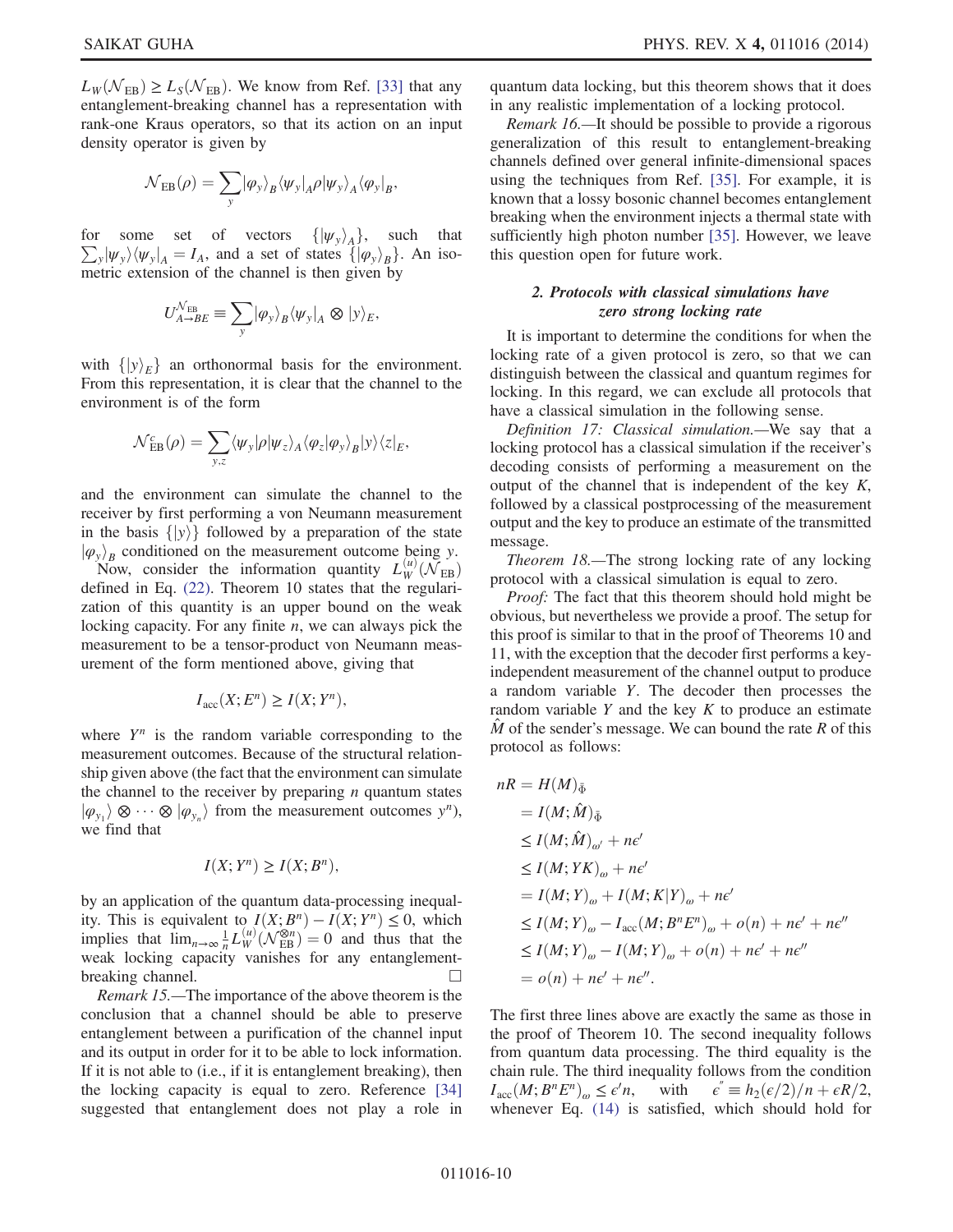$L_W(\mathcal{N}_{\rm EB}) \geq L_S(\mathcal{N}_{\rm EB})$. We know from Ref. [33] that any entanglement-breaking channel has a representation with rank-one Kraus operators, so that its action on an input density operator is given by

$$\mathcal{N}_{\rm EB}(\rho) = \sum_y |\varphi_y\rangle_B \langle\psi_y|_A \rho |\psi_y\rangle_A \langle\varphi_y|_B,$$

for some set of vectors $\{|\psi_y\rangle_A\}$, such that $\sum_y |\psi_y\rangle\langle\psi_y|_A = I_A$, and a set of states $\{|\varphi_y\rangle_B\}$. An isometric extension of the channel is then given by

$$U^{\mathcal{N}_{\rm EB}}_{A\to BE} \equiv \sum_y |\varphi_y\rangle_B \langle\psi_y|_A \otimes |y\rangle_E,$$

with $\{|y\rangle_E\}$ an orthonormal basis for the environment. From this representation, it is clear that the channel to the environment is of the form

$$\mathcal{N}^c_{\rm EB}(\rho) = \sum_{y,z} \langle\psi_y|\rho|\psi_z\rangle_A \langle\varphi_z|\varphi_y\rangle_B |y\rangle\langle z|_E,$$

and the environment can simulate the channel to the receiver by first performing a von Neumann measurement in the basis $\{|y\rangle\}$ followed by a preparation of the state $|\varphi_y\rangle_B$ conditioned on the measurement outcome being $y$.

Now, consider the information quantity $L_W^{(u)}(\mathcal{N}_{\rm EB})$ defined in Eq. (22). Theorem 10 states that the regularization of this quantity is an upper bound on the weak locking capacity. For any finite $n$, we can always pick the measurement to be a tensor-product von Neumann measurement of the form mentioned above, giving that

$$I_{\rm acc}(X; E^n) \geq I(X; Y^n),$$

where $Y^n$ is the random variable corresponding to the measurement outcomes. Because of the structural relationship given above (the fact that the environment can simulate the channel to the receiver by preparing $n$ quantum states $|\varphi_{y_1}\rangle \otimes \cdots \otimes |\varphi_{y_n}\rangle$ from the measurement outcomes $y^n$), we find that

$$I(X; Y^n) \geq I(X; B^n),$$

by an application of the quantum data-processing inequality. This is equivalent to $I(X; B^n) - I(X; Y^n) \leq 0$, which implies that $\lim_{n\to\infty} \frac{1}{n} L_W^{(u)}(\mathcal{N}_{\rm EB}^{\otimes n}) = 0$ and thus that the weak locking capacity vanishes for any entanglement-breaking channel. □

*Remark 15.*—The importance of the above theorem is the conclusion that a channel should be able to preserve entanglement between a purification of the channel input and its output in order for it to be able to lock information. If it is not able to (i.e., if it is entanglement breaking), then the locking capacity is equal to zero. Reference [34] suggested that entanglement does not play a role in quantum data locking, but this theorem shows that it does in any realistic implementation of a locking protocol.

*Remark 16.*—It should be possible to provide a rigorous generalization of this result to entanglement-breaking channels defined over general infinite-dimensional spaces using the techniques from Ref. [35]. For example, it is known that a lossy bosonic channel becomes entanglement breaking when the environment injects a thermal state with sufficiently high photon number [35]. However, we leave this question open for future work.

### 2. Protocols with classical simulations have zero strong locking rate

It is important to determine the conditions for when the locking rate of a given protocol is zero, so that we can distinguish between the classical and quantum regimes for locking. In this regard, we can exclude all protocols that have a classical simulation in the following sense.

*Definition 17: Classical simulation.*—We say that a locking protocol has a classical simulation if the receiver's decoding consists of performing a measurement on the output of the channel that is independent of the key $K$, followed by a classical postprocessing of the measurement output and the key to produce an estimate of the transmitted message.

*Theorem 18.*—The strong locking rate of any locking protocol with a classical simulation is equal to zero.

*Proof:* The fact that this theorem should hold might be obvious, but nevertheless we provide a proof. The setup for this proof is similar to that in the proof of Theorems 10 and 11, with the exception that the decoder first performs a key-independent measurement of the channel output to produce a random variable $Y$. The decoder then processes the random variable $Y$ and the key $K$ to produce an estimate $\hat{M}$ of the sender's message. We can bound the rate $R$ of this protocol as follows:

$$\begin{aligned}
nR &= H(M)_{\bar{\Phi}} \\
&= I(M;\hat{M})_{\bar{\Phi}} \\
&\leq I(M;\hat{M})_{\omega'} + n\epsilon' \\
&\leq I(M;YK)_{\omega} + n\epsilon' \\
&= I(M;Y)_{\omega} + I(M;K|Y)_{\omega} + n\epsilon' \\
&\leq I(M;Y)_{\omega} - I_{\rm acc}(M;B^nE^n)_{\omega} + o(n) + n\epsilon' + n\epsilon'' \\
&\leq I(M;Y)_{\omega} - I(M;Y)_{\omega} + o(n) + n\epsilon' + n\epsilon'' \\
&= o(n) + n\epsilon' + n\epsilon''.
\end{aligned}$$

The first three lines above are exactly the same as those in the proof of Theorem 10. The second inequality follows from quantum data processing. The third equality is the chain rule. The third inequality follows from the condition $I_{\rm acc}(M; B^nE^n)_{\omega} \leq \epsilon' n$, with $\epsilon'' \equiv h_2(\epsilon/2)/n + \epsilon R/2$, whenever Eq. (14) is satisfied, which should hold for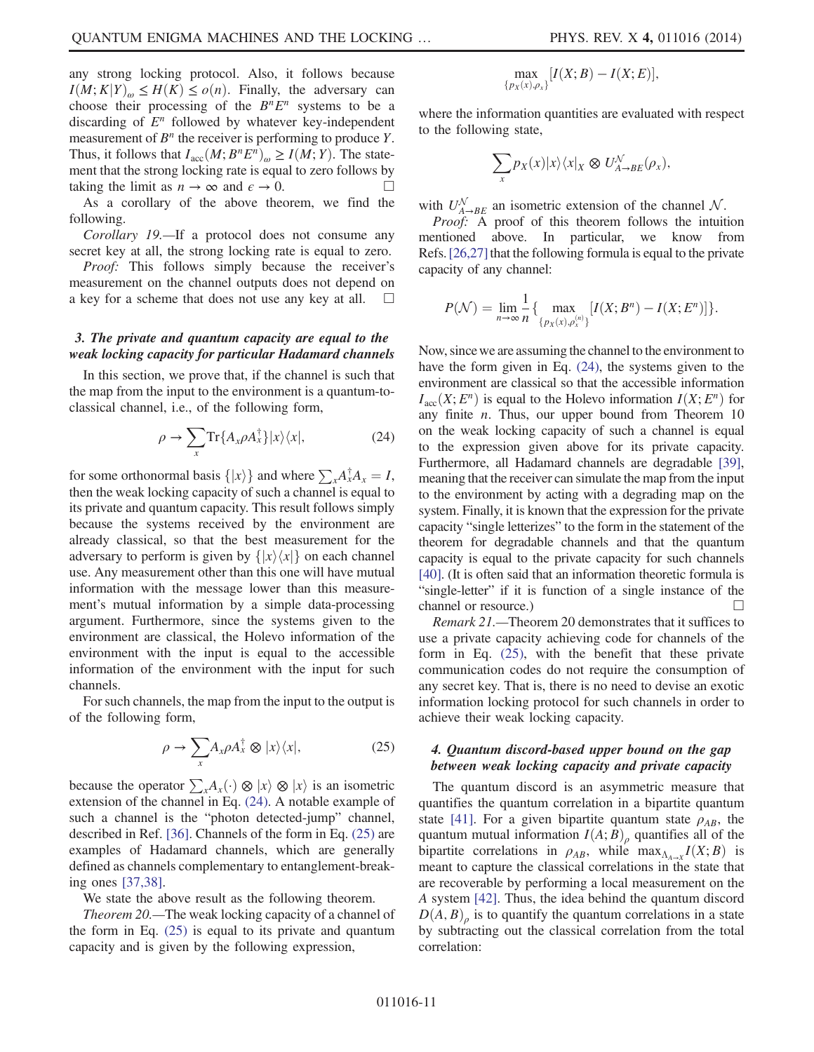any strong locking protocol. Also, it follows because $I(M;K|Y)_\omega \leq H(K) \leq o(n)$. Finally, the adversary can choose their processing of the $B^nE^n$ systems to be a discarding of $E^n$ followed by whatever key-independent measurement of $B^n$ the receiver is performing to produce $Y$. Thus, it follows that $I_{\mathrm{acc}}(M;B^nE^n)_\omega \geq I(M;Y)$. The statement that the strong locking rate is equal to zero follows by taking the limit as $n \to \infty$ and $\epsilon \to 0$. □

As a corollary of the above theorem, we find the following.

*Corollary 19.*—If a protocol does not consume any secret key at all, the strong locking rate is equal to zero.

*Proof:* This follows simply because the receiver's measurement on the channel outputs does not depend on a key for a scheme that does not use any key at all. □

### 3. The private and quantum capacity are equal to the weak locking capacity for particular Hadamard channels

In this section, we prove that, if the channel is such that the map from the input to the environment is a quantum-to-classical channel, i.e., of the following form,

$$\rho \to \sum_x \mathrm{Tr}\{A_x \rho A_x^\dagger\} |x\rangle\langle x|, \tag{24}$$

for some orthonormal basis $\{|x\rangle\}$ and where $\sum_x A_x^\dagger A_x = I$, then the weak locking capacity of such a channel is equal to its private and quantum capacity. This result follows simply because the systems received by the environment are already classical, so that the best measurement for the adversary to perform is given by $\{|x\rangle\langle x|\}$ on each channel use. Any measurement other than this one will have mutual information with the message lower than this measurement's mutual information by a simple data-processing argument. Furthermore, since the systems given to the environment are classical, the Holevo information of the environment with the input is equal to the accessible information of the environment with the input for such channels.

For such channels, the map from the input to the output is of the following form,

$$\rho \to \sum_x A_x \rho A_x^\dagger \otimes |x\rangle\langle x|, \tag{25}$$

because the operator $\sum_x A_x(\cdot) \otimes |x\rangle \otimes |x\rangle$ is an isometric extension of the channel in Eq. (24). A notable example of such a channel is the "photon detected-jump" channel, described in Ref. [36]. Channels of the form in Eq. (25) are examples of Hadamard channels, which are generally defined as channels complementary to entanglement-breaking ones [37,38].

We state the above result as the following theorem.

*Theorem 20.*—The weak locking capacity of a channel of the form in Eq. (25) is equal to its private and quantum capacity and is given by the following expression,

$$\max_{\{p_X(x),\rho_x\}} [I(X;B) - I(X;E)],$$

where the information quantities are evaluated with respect to the following state,

$$\sum_x p_X(x)|x\rangle\langle x|_X \otimes U^{\mathcal{N}}_{A\to BE}(\rho_x),$$

with $U^{\mathcal{N}}_{A\to BE}$ an isometric extension of the channel $\mathcal{N}$.

*Proof:* A proof of this theorem follows the intuition mentioned above. In particular, we know from Refs. [26,27] that the following formula is equal to the private capacity of any channel:

$$P(\mathcal{N}) = \lim_{n\to\infty} \frac{1}{n} \{ \max_{\{p_X(x),\rho_x^{(n)}\}} [I(X;B^n) - I(X;E^n)] \}.$$

Now, since we are assuming the channel to the environment to have the form given in Eq. (24), the systems given to the environment are classical so that the accessible information $I_{\mathrm{acc}}(X;E^n)$ is equal to the Holevo information $I(X;E^n)$ for any finite $n$. Thus, our upper bound from Theorem 10 on the weak locking capacity of such a channel is equal to the expression given above for its private capacity. Furthermore, all Hadamard channels are degradable [39], meaning that the receiver can simulate the map from the input to the environment by acting with a degrading map on the system. Finally, it is known that the expression for the private capacity "single letterizes" to the form in the statement of the theorem for degradable channels and that the quantum capacity is equal to the private capacity for such channels [40]. (It is often said that an information theoretic formula is "single-letter" if it is function of a single instance of the channel or resource.) □

*Remark 21.*—Theorem 20 demonstrates that it suffices to use a private capacity achieving code for channels of the form in Eq. (25), with the benefit that these private communication codes do not require the consumption of any secret key. That is, there is no need to devise an exotic information locking protocol for such channels in order to achieve their weak locking capacity.

### 4. Quantum discord-based upper bound on the gap between weak locking capacity and private capacity

The quantum discord is an asymmetric measure that quantifies the quantum correlation in a bipartite quantum state [41]. For a given bipartite quantum state $\rho_{AB}$, the quantum mutual information $I(A;B)_\rho$ quantifies all of the bipartite correlations in $\rho_{AB}$, while $\max_{\Lambda_{A\to X}} I(X;B)$ is meant to capture the classical correlations in the state that are recoverable by performing a local measurement on the $A$ system [42]. Thus, the idea behind the quantum discord $D(A,B)_\rho$ is to quantify the quantum correlations in a state by subtracting out the classical correlation from the total correlation: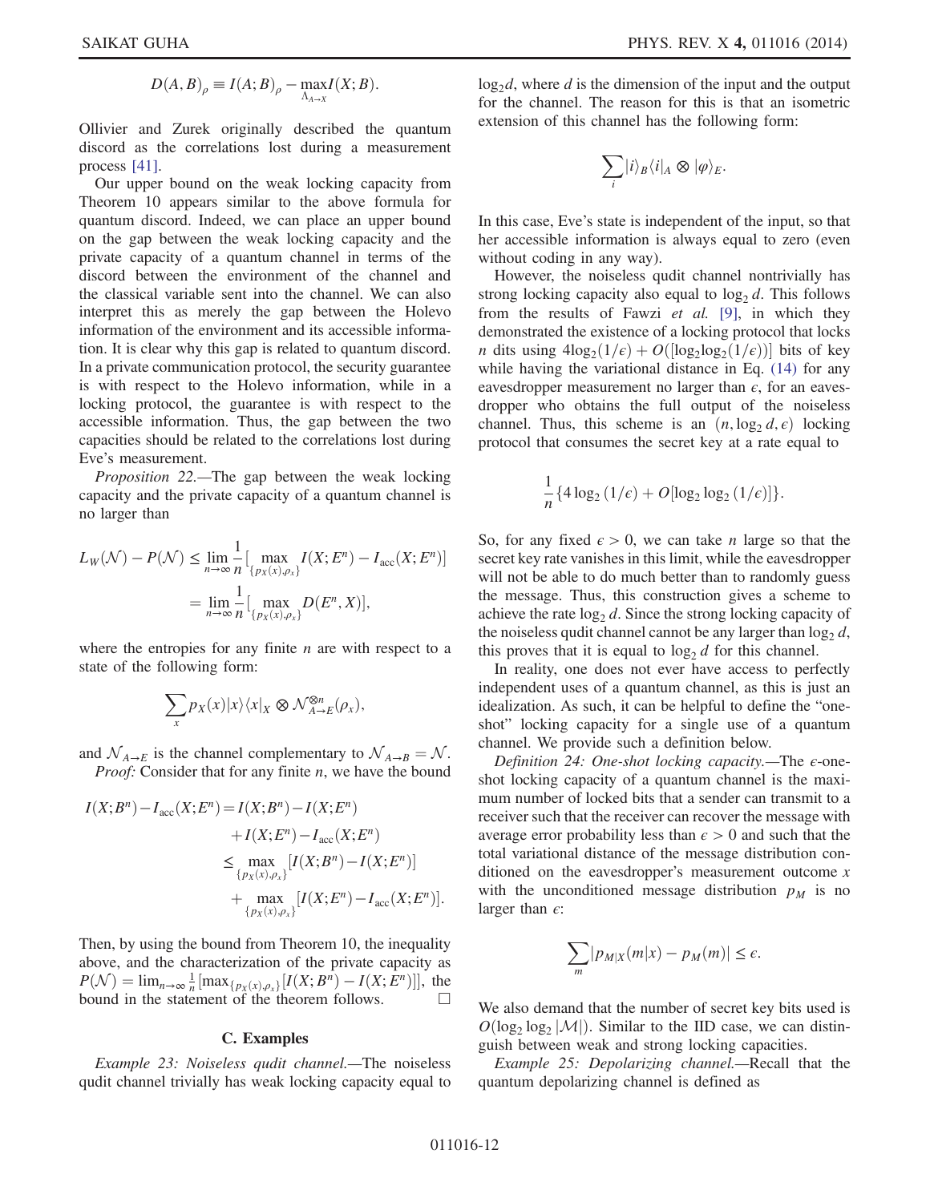$$D(A,B)_\rho \equiv I(A;B)_\rho - \max_{\Lambda_{A\to X}} I(X;B).$$

Ollivier and Zurek originally described the quantum discord as the correlations lost during a measurement process [41].

Our upper bound on the weak locking capacity from Theorem 10 appears similar to the above formula for quantum discord. Indeed, we can place an upper bound on the gap between the weak locking capacity and the private capacity of a quantum channel in terms of the discord between the environment of the channel and the classical variable sent into the channel. We can also interpret this as merely the gap between the Holevo information of the environment and its accessible information. It is clear why this gap is related to quantum discord. In a private communication protocol, the security guarantee is with respect to the Holevo information, while in a locking protocol, the guarantee is with respect to the accessible information. Thus, the gap between the two capacities should be related to the correlations lost during Eve's measurement.

*Proposition 22.*—The gap between the weak locking capacity and the private capacity of a quantum channel is no larger than

$$
\begin{aligned}
L_W(\mathcal{N}) - P(\mathcal{N}) &\le \lim_{n\to\infty} \frac{1}{n}\Big[\max_{\{p_X(x),\rho_x\}} I(X;E^n) - I_{\text{acc}}(X;E^n)\Big] \\
&= \lim_{n\to\infty} \frac{1}{n}\Big[\max_{\{p_X(x),\rho_x\}} D(E^n,X)\Big],
\end{aligned}
$$

where the entropies for any finite $n$ are with respect to a state of the following form:

$$\sum_x p_X(x)|x\rangle\langle x|_X \otimes \mathcal{N}^{\otimes n}_{A\to E}(\rho_x),$$

and $\mathcal{N}_{A\to E}$ is the channel complementary to $\mathcal{N}_{A\to B} = \mathcal{N}$.

*Proof:* Consider that for any finite $n$, we have the bound

$$
\begin{aligned}
I(X;B^n) - I_{\text{acc}}(X;E^n) &= I(X;B^n) - I(X;E^n) \\
&\quad + I(X;E^n) - I_{\text{acc}}(X;E^n) \\
&\le \max_{\{p_X(x),\rho_x\}} [I(X;B^n) - I(X;E^n)] \\
&\quad + \max_{\{p_X(x),\rho_x\}} [I(X;E^n) - I_{\text{acc}}(X;E^n)].
\end{aligned}
$$

Then, by using the bound from Theorem 10, the inequality above, and the characterization of the private capacity as $P(\mathcal{N}) = \lim_{n\to\infty} \frac{1}{n}[\max_{\{p_X(x),\rho_x\}}[I(X;B^n) - I(X;E^n)]]$, the bound in the statement of the theorem follows. □

### C. Examples

*Example 23: Noiseless qudit channel.*—The noiseless qudit channel trivially has weak locking capacity equal to $\log_2 d$, where $d$ is the dimension of the input and the output for the channel. The reason for this is that an isometric extension of this channel has the following form:

$$\sum_i |i\rangle_B\langle i|_A \otimes |\varphi\rangle_E.$$

In this case, Eve's state is independent of the input, so that her accessible information is always equal to zero (even without coding in any way).

However, the noiseless qudit channel nontrivially has strong locking capacity also equal to $\log_2 d$. This follows from the results of Fawzi *et al.* [9], in which they demonstrated the existence of a locking protocol that locks $n$ dits using $4\log_2(1/\epsilon) + O([\log_2\log_2(1/\epsilon)])$ bits of key while having the variational distance in Eq. (14) for any eavesdropper measurement no larger than $\epsilon$, for an eavesdropper who obtains the full output of the noiseless channel. Thus, this scheme is an $(n, \log_2 d, \epsilon)$ locking protocol that consumes the secret key at a rate equal to

$$\frac{1}{n}\{4\log_2(1/\epsilon) + O[\log_2\log_2(1/\epsilon)]\}.$$

So, for any fixed $\epsilon > 0$, we can take $n$ large so that the secret key rate vanishes in this limit, while the eavesdropper will not be able to do much better than to randomly guess the message. Thus, this construction gives a scheme to achieve the rate $\log_2 d$. Since the strong locking capacity of the noiseless qudit channel cannot be any larger than $\log_2 d$, this proves that it is equal to $\log_2 d$ for this channel.

In reality, one does not ever have access to perfectly independent uses of a quantum channel, as this is just an idealization. As such, it can be helpful to define the "one-shot" locking capacity for a single use of a quantum channel. We provide such a definition below.

*Definition 24: One-shot locking capacity.*—The $\epsilon$-one-shot locking capacity of a quantum channel is the maximum number of locked bits that a sender can transmit to a receiver such that the receiver can recover the message with average error probability less than $\epsilon > 0$ and such that the total variational distance of the message distribution conditioned on the eavesdropper's measurement outcome $x$ with the unconditioned message distribution $p_M$ is no larger than $\epsilon$:

$$\sum_m |p_{M|X}(m|x) - p_M(m)| \le \epsilon.$$

We also demand that the number of secret key bits used is $O(\log_2\log_2|\mathcal{M}|)$. Similar to the IID case, we can distinguish between weak and strong locking capacities.

*Example 25: Depolarizing channel.*—Recall that the quantum depolarizing channel is defined as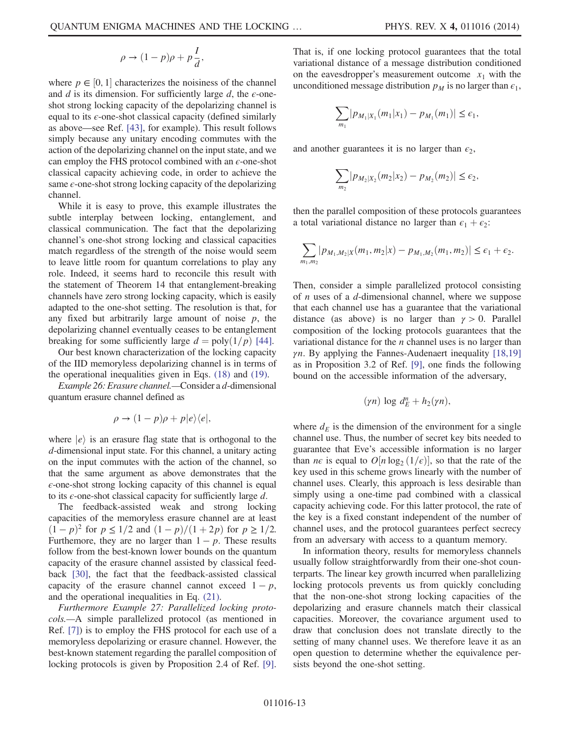$$\rho \to (1-p)\rho + p\frac{I}{d},$$

where $p \in [0, 1]$ characterizes the noisiness of the channel and $d$ is its dimension. For sufficiently large $d$, the $\epsilon$-one-shot strong locking capacity of the depolarizing channel is equal to its $\epsilon$-one-shot classical capacity (defined similarly as above—see Ref. [43], for example). This result follows simply because any unitary encoding commutes with the action of the depolarizing channel on the input state, and we can employ the FHS protocol combined with an $\epsilon$-one-shot classical capacity achieving code, in order to achieve the same $\epsilon$-one-shot strong locking capacity of the depolarizing channel.

While it is easy to prove, this example illustrates the subtle interplay between locking, entanglement, and classical communication. The fact that the depolarizing channel's one-shot strong locking and classical capacities match regardless of the strength of the noise would seem to leave little room for quantum correlations to play any role. Indeed, it seems hard to reconcile this result with the statement of Theorem 14 that entanglement-breaking channels have zero strong locking capacity, which is easily adapted to the one-shot setting. The resolution is that, for any fixed but arbitrarily large amount of noise $p$, the depolarizing channel eventually ceases to be entanglement breaking for some sufficiently large $d = \mathrm{poly}(1/p)$ [44].

Our best known characterization of the locking capacity of the IID memoryless depolarizing channel is in terms of the operational inequalities given in Eqs. (18) and (19).

*Example 26: Erasure channel.*—Consider a $d$-dimensional quantum erasure channel defined as

$$\rho \to (1-p)\rho + p|e\rangle\langle e|,$$

where $|e\rangle$ is an erasure flag state that is orthogonal to the $d$-dimensional input state. For this channel, a unitary acting on the input commutes with the action of the channel, so that the same argument as above demonstrates that the $\epsilon$-one-shot strong locking capacity of this channel is equal to its $\epsilon$-one-shot classical capacity for sufficiently large $d$.

The feedback-assisted weak and strong locking capacities of the memoryless erasure channel are at least $(1-p)^2$ for $p \leq 1/2$ and $(1-p)/(1+2p)$ for $p \geq 1/2$. Furthermore, they are no larger than $1-p$. These results follow from the best-known lower bounds on the quantum capacity of the erasure channel assisted by classical feedback [30], the fact that the feedback-assisted classical capacity of the erasure channel cannot exceed $1-p$, and the operational inequalities in Eq. (21).

*Furthermore Example 27: Parallelized locking protocols.*—A simple parallelized protocol (as mentioned in Ref. [7]) is to employ the FHS protocol for each use of a memoryless depolarizing or erasure channel. However, the best-known statement regarding the parallel composition of locking protocols is given by Proposition 2.4 of Ref. [9]. That is, if one locking protocol guarantees that the total variational distance of a message distribution conditioned on the eavesdropper's measurement outcome $x_1$ with the unconditioned message distribution $p_M$ is no larger than $\epsilon_1$,

$$\sum_{m_1} |p_{M_1|X_1}(m_1|x_1) - p_{M_1}(m_1)| \leq \epsilon_1,$$

and another guarantees it is no larger than $\epsilon_2$,

$$\sum_{m_2} |p_{M_2|X_2}(m_2|x_2) - p_{M_2}(m_2)| \leq \epsilon_2,$$

then the parallel composition of these protocols guarantees a total variational distance no larger than $\epsilon_1 + \epsilon_2$:

$$\sum_{m_1,m_2} |p_{M_1,M_2|X}(m_1, m_2|x) - p_{M_1,M_2}(m_1, m_2)| \leq \epsilon_1 + \epsilon_2.$$

Then, consider a simple parallelized protocol consisting of $n$ uses of a $d$-dimensional channel, where we suppose that each channel use has a guarantee that the variational distance (as above) is no larger than $\gamma > 0$. Parallel composition of the locking protocols guarantees that the variational distance for the $n$ channel uses is no larger than $\gamma n$. By applying the Fannes-Audenaert inequality [18,19] as in Proposition 3.2 of Ref. [9], one finds the following bound on the accessible information of the adversary,

$$(\gamma n) \log d_E^n + h_2(\gamma n),$$

where $d_E$ is the dimension of the environment for a single channel use. Thus, the number of secret key bits needed to guarantee that Eve's accessible information is no larger than $n\epsilon$ is equal to $O[n \log_2(1/\epsilon)]$, so that the rate of the key used in this scheme grows linearly with the number of channel uses. Clearly, this approach is less desirable than simply using a one-time pad combined with a classical capacity achieving code. For this latter protocol, the rate of the key is a fixed constant independent of the number of channel uses, and the protocol guarantees perfect secrecy from an adversary with access to a quantum memory.

In information theory, results for memoryless channels usually follow straightforwardly from their one-shot counterparts. The linear key growth incurred when parallelizing locking protocols prevents us from quickly concluding that the non-one-shot strong locking capacities of the depolarizing and erasure channels match their classical capacities. Moreover, the covariance argument used to draw that conclusion does not translate directly to the setting of many channel uses. We therefore leave it as an open question to determine whether the equivalence persists beyond the one-shot setting.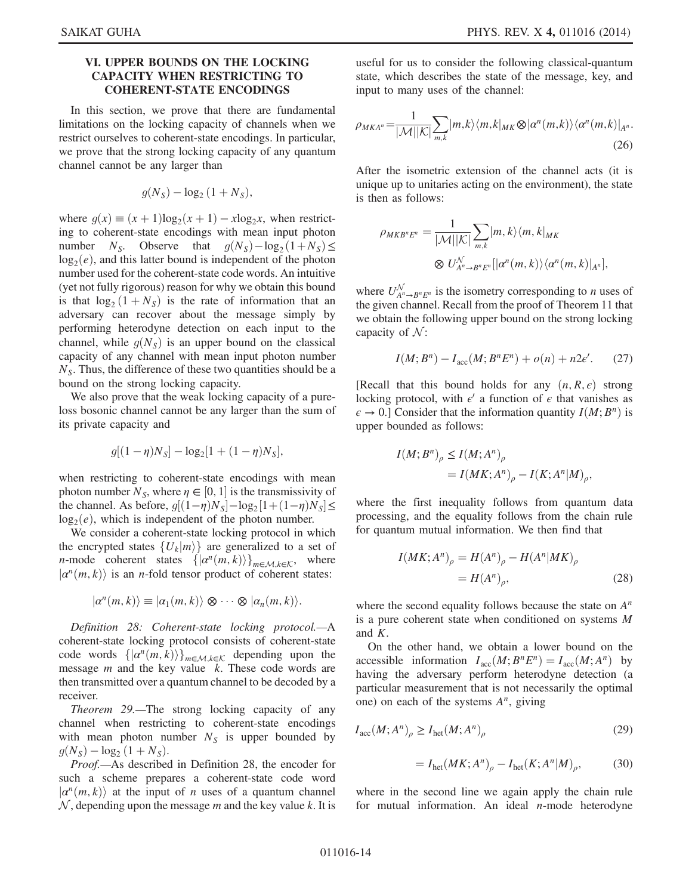## VI. UPPER BOUNDS ON THE LOCKING CAPACITY WHEN RESTRICTING TO COHERENT-STATE ENCODINGS

In this section, we prove that there are fundamental limitations on the locking capacity of channels when we restrict ourselves to coherent-state encodings. In particular, we prove that the strong locking capacity of any quantum channel cannot be any larger than

$$g(N_S) - \log_2(1 + N_S),$$

where $g(x) \equiv (x+1)\log_2(x+1) - x\log_2 x$, when restricting to coherent-state encodings with mean input photon number $N_S$. Observe that $g(N_S) - \log_2(1+N_S) \leq \log_2(e)$, and this latter bound is independent of the photon number used for the coherent-state code words. An intuitive (yet not fully rigorous) reason for why we obtain this bound is that $\log_2(1+N_S)$ is the rate of information that an adversary can recover about the message simply by performing heterodyne detection on each input to the channel, while $g(N_S)$ is an upper bound on the classical capacity of any channel with mean input photon number $N_S$. Thus, the difference of these two quantities should be a bound on the strong locking capacity.

We also prove that the weak locking capacity of a pure-loss bosonic channel cannot be any larger than the sum of its private capacity and

$$g[(1-\eta)N_S] - \log_2[1 + (1-\eta)N_S],$$

when restricting to coherent-state encodings with mean photon number $N_S$, where $\eta \in [0,1]$ is the transmissivity of the channel. As before, $g[(1-\eta)N_S] - \log_2[1+(1-\eta)N_S] \leq \log_2(e)$, which is independent of the photon number.

We consider a coherent-state locking protocol in which the encrypted states $\{U_k|m\rangle\}$ are generalized to a set of $n$-mode coherent states $\{|\alpha^n(m,k)\rangle\}_{m\in\mathcal{M},k\in\mathcal{K}}$, where $|\alpha^n(m,k)\rangle$ is an $n$-fold tensor product of coherent states:

$$|\alpha^n(m,k)\rangle \equiv |\alpha_1(m,k)\rangle \otimes \cdots \otimes |\alpha_n(m,k)\rangle.$$

*Definition 28: Coherent-state locking protocol.*—A coherent-state locking protocol consists of coherent-state code words $\{|\alpha^n(m,k)\rangle\}_{m\in\mathcal{M},k\in\mathcal{K}}$ depending upon the message $m$ and the key value $k$. These code words are then transmitted over a quantum channel to be decoded by a receiver.

*Theorem 29.*—The strong locking capacity of any channel when restricting to coherent-state encodings with mean photon number $N_S$ is upper bounded by $g(N_S) - \log_2(1+N_S)$.

*Proof.*—As described in Definition 28, the encoder for such a scheme prepares a coherent-state code word $|\alpha^n(m,k)\rangle$ at the input of $n$ uses of a quantum channel $\mathcal{N}$, depending upon the message $m$ and the key value $k$. It is useful for us to consider the following classical-quantum state, which describes the state of the message, key, and input to many uses of the channel:

$$\rho_{MKA^n} = \frac{1}{|\mathcal{M}||\mathcal{K}|}\sum_{m,k}|m,k\rangle\langle m,k|_{MK} \otimes |\alpha^n(m,k)\rangle\langle\alpha^n(m,k)|_{A^n}. \tag{26}$$

After the isometric extension of the channel acts (it is unique up to unitaries acting on the environment), the state is then as follows:

$$\rho_{MKB^nE^n} = \frac{1}{|\mathcal{M}||\mathcal{K}|}\sum_{m,k}|m,k\rangle\langle m,k|_{MK} \otimes U^{\mathcal{N}}_{A^n\to B^nE^n}[|\alpha^n(m,k)\rangle\langle\alpha^n(m,k)|_{A^n}],$$

where $U^{\mathcal{N}}_{A^n\to B^nE^n}$ is the isometry corresponding to $n$ uses of the given channel. Recall from the proof of Theorem 11 that we obtain the following upper bound on the strong locking capacity of $\mathcal{N}$:

$$I(M;B^n) - I_{\mathrm{acc}}(M;B^nE^n) + o(n) + n2\epsilon'. \tag{27}$$

[Recall that this bound holds for any $(n,R,\epsilon)$ strong locking protocol, with $\epsilon'$ a function of $\epsilon$ that vanishes as $\epsilon \to 0$.] Consider that the information quantity $I(M;B^n)$ is upper bounded as follows:

$$\begin{aligned} I(M;B^n)_\rho &\leq I(M;A^n)_\rho \\ &= I(MK;A^n)_\rho - I(K;A^n|M)_\rho, \end{aligned}$$

where the first inequality follows from quantum data processing, and the equality follows from the chain rule for quantum mutual information. We then find that

$$\begin{aligned} I(MK;A^n)_\rho &= H(A^n)_\rho - H(A^n|MK)_\rho \\ &= H(A^n)_\rho, \end{aligned} \tag{28}$$

where the second equality follows because the state on $A^n$ is a pure coherent state when conditioned on systems $M$ and $K$.

On the other hand, we obtain a lower bound on the accessible information $I_{\mathrm{acc}}(M;B^nE^n) = I_{\mathrm{acc}}(M;A^n)$ by having the adversary perform heterodyne detection (a particular measurement that is not necessarily the optimal one) on each of the systems $A^n$, giving

$$I_{\mathrm{acc}}(M;A^n)_\rho \geq I_{\mathrm{het}}(M;A^n)_\rho \tag{29}$$

$$= I_{\mathrm{het}}(MK;A^n)_\rho - I_{\mathrm{het}}(K;A^n|M)_\rho, \tag{30}$$

where in the second line we again apply the chain rule for mutual information. An ideal $n$-mode heterodyne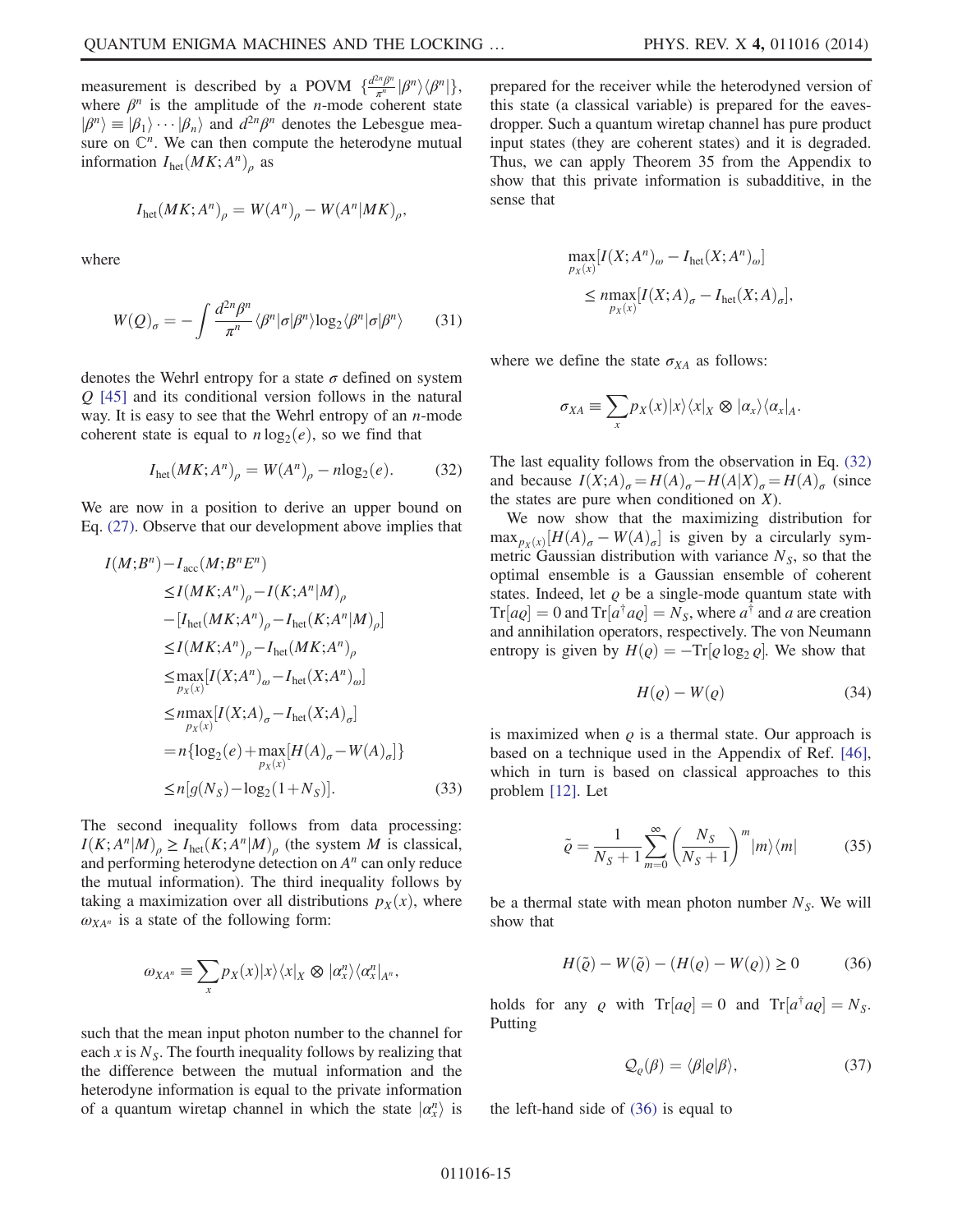measurement is described by a POVM $\{\frac{d^{2n}\beta^n}{\pi^n}|\beta^n\rangle\langle\beta^n|\}$, where $\beta^n$ is the amplitude of the $n$-mode coherent state $|\beta^n\rangle \equiv |\beta_1\rangle\cdots|\beta_n\rangle$ and $d^{2n}\beta^n$ denotes the Lebesgue measure on $\mathbb{C}^n$. We can then compute the heterodyne mutual information $I_{\text{het}}(MK;A^n)_\rho$ as

$$I_{\text{het}}(MK;A^n)_\rho = W(A^n)_\rho - W(A^n|MK)_\rho,$$

where

$$W(Q)_\sigma = -\int \frac{d^{2n}\beta^n}{\pi^n}\langle\beta^n|\sigma|\beta^n\rangle\log_2\langle\beta^n|\sigma|\beta^n\rangle \tag{31}$$

denotes the Wehrl entropy for a state $\sigma$ defined on system $Q$ [45] and its conditional version follows in the natural way. It is easy to see that the Wehrl entropy of an $n$-mode coherent state is equal to $n\log_2(e)$, so we find that

$$I_{\text{het}}(MK;A^n)_\rho = W(A^n)_\rho - n\log_2(e). \tag{32}$$

We are now in a position to derive an upper bound on Eq. (27). Observe that our development above implies that

$$\begin{aligned}
I(M;B^n) - I_{\text{acc}}(M;B^nE^n)
&\leq I(MK;A^n)_\rho - I(K;A^n|M)_\rho \\
&\quad - [I_{\text{het}}(MK;A^n)_\rho - I_{\text{het}}(K;A^n|M)_\rho] \\
&\leq I(MK;A^n)_\rho - I_{\text{het}}(MK;A^n)_\rho \\
&\leq \max_{p_X(x)}[I(X;A^n)_\omega - I_{\text{het}}(X;A^n)_\omega] \\
&\leq n\max_{p_X(x)}[I(X;A)_\sigma - I_{\text{het}}(X;A)_\sigma] \\
&= n\{\log_2(e) + \max_{p_X(x)}[H(A)_\sigma - W(A)_\sigma]\} \\
&\leq n[g(N_S) - \log_2(1+N_S)].
\end{aligned} \tag{33}$$

The second inequality follows from data processing: $I(K;A^n|M)_\rho \geq I_{\text{het}}(K;A^n|M)_\rho$ (the system $M$ is classical, and performing heterodyne detection on $A^n$ can only reduce the mutual information). The third inequality follows by taking a maximization over all distributions $p_X(x)$, where $\omega_{XA^n}$ is a state of the following form:

$$\omega_{XA^n} \equiv \sum_x p_X(x)|x\rangle\langle x|_X \otimes |\alpha_x^n\rangle\langle\alpha_x^n|_{A^n},$$

such that the mean input photon number to the channel for each $x$ is $N_S$. The fourth inequality follows by realizing that the difference between the mutual information and the heterodyne information is equal to the private information of a quantum wiretap channel in which the state $|\alpha_x^n\rangle$ is prepared for the receiver while the heterodyned version of this state (a classical variable) is prepared for the eavesdropper. Such a quantum wiretap channel has pure product input states (they are coherent states) and it is degraded. Thus, we can apply Theorem 35 from the Appendix to show that this private information is subadditive, in the sense that

$$\begin{aligned}
&\max_{p_X(x)}[I(X;A^n)_\omega - I_{\text{het}}(X;A^n)_\omega] \\
&\quad\leq n\max_{p_X(x)}[I(X;A)_\sigma - I_{\text{het}}(X;A)_\sigma],
\end{aligned}$$

where we define the state $\sigma_{XA}$ as follows:

$$\sigma_{XA} \equiv \sum_x p_X(x)|x\rangle\langle x|_X \otimes |\alpha_x\rangle\langle\alpha_x|_A.$$

The last equality follows from the observation in Eq. (32) and because $I(X;A)_\sigma = H(A)_\sigma - H(A|X)_\sigma = H(A)_\sigma$ (since the states are pure when conditioned on $X$).

We now show that the maximizing distribution for $\max_{p_X(x)}[H(A)_\sigma - W(A)_\sigma]$ is given by a circularly symmetric Gaussian distribution with variance $N_S$, so that the optimal ensemble is a Gaussian ensemble of coherent states. Indeed, let $\varrho$ be a single-mode quantum state with $\text{Tr}[a\varrho] = 0$ and $\text{Tr}[a^\dagger a\varrho] = N_S$, where $a^\dagger$ and $a$ are creation and annihilation operators, respectively. The von Neumann entropy is given by $H(\varrho) = -\text{Tr}[\varrho\log_2\varrho]$. We show that

$$H(\varrho) - W(\varrho) \tag{34}$$

is maximized when $\varrho$ is a thermal state. Our approach is based on a technique used in the Appendix of Ref. [46], which in turn is based on classical approaches to this problem [12]. Let

$$\tilde{\varrho} = \frac{1}{N_S+1}\sum_{m=0}^{\infty}\left(\frac{N_S}{N_S+1}\right)^m|m\rangle\langle m| \tag{35}$$

be a thermal state with mean photon number $N_S$. We will show that

$$H(\tilde{\varrho}) - W(\tilde{\varrho}) - (H(\varrho) - W(\varrho)) \geq 0 \tag{36}$$

holds for any $\varrho$ with $\text{Tr}[a\varrho] = 0$ and $\text{Tr}[a^\dagger a\varrho] = N_S$. Putting

$$\mathcal{Q}_\varrho(\beta) = \langle\beta|\varrho|\beta\rangle, \tag{37}$$

the left-hand side of (36) is equal to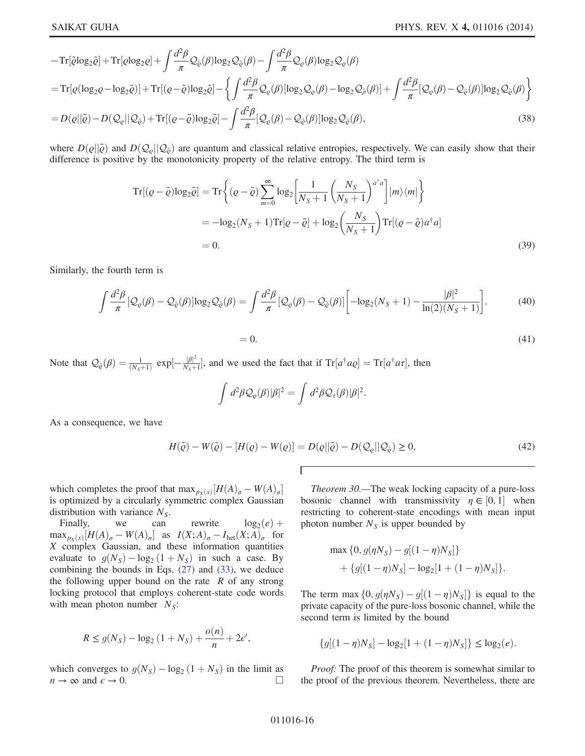$$
\begin{aligned}
&-\mathrm{Tr}[\tilde{\varrho}\log_2\tilde{\varrho}] + \mathrm{Tr}[\varrho\log_2\varrho] + \int\frac{d^2\beta}{\pi}\mathcal{Q}_{\tilde{\varrho}}(\beta)\log_2\mathcal{Q}_{\tilde{\varrho}}(\beta) - \int\frac{d^2\beta}{\pi}\mathcal{Q}_{\varrho}(\beta)\log_2\mathcal{Q}_{\varrho}(\beta)\\
&= \mathrm{Tr}[\varrho(\log_2\varrho - \log_2\tilde{\varrho})] + \mathrm{Tr}[(\varrho-\tilde{\varrho})\log_2\tilde{\varrho}] - \left\{\int\frac{d^2\beta}{\pi}\mathcal{Q}_{\varrho}(\beta)[\log_2\mathcal{Q}_{\varrho}(\beta) - \log_2\mathcal{Q}_{\tilde{\rho}}(\beta)] + \int\frac{d^2\beta}{\pi}[\mathcal{Q}_{\varrho}(\beta) - \mathcal{Q}_{\tilde{\varrho}}(\beta)]\log_2\mathcal{Q}_{\tilde{\varrho}}(\beta)\right\}\\
&= D(\varrho||\tilde{\varrho}) - D(\mathcal{Q}_{\varrho}||\mathcal{Q}_{\tilde{\varrho}}) + \mathrm{Tr}[(\varrho-\tilde{\varrho})\log_2\tilde{\varrho}] - \int\frac{d^2\beta}{\pi}[\mathcal{Q}_{\varrho}(\beta) - \mathcal{Q}_{\tilde{\varrho}}(\beta)]\log_2\mathcal{Q}_{\tilde{\varrho}}(\beta), \qquad (38)
\end{aligned}
$$

where $D(\varrho||\tilde{\varrho})$ and $D(\mathcal{Q}_{\varrho}||\mathcal{Q}_{\tilde{\varrho}})$ are quantum and classical relative entropies, respectively. We can easily show that their difference is positive by the monotonicity property of the relative entropy. The third term is

$$
\begin{aligned}
\mathrm{Tr}[(\varrho-\tilde{\varrho})\log_2\tilde{\varrho}] &= \mathrm{Tr}\left\{(\varrho-\tilde{\varrho})\sum_{m=0}^{\infty}\log_2\left[\frac{1}{N_S+1}\left(\frac{N_S}{N_S+1}\right)^{a^\dagger a}\right]|m\rangle\langle m|\right\}\\
&= -\log_2(N_S+1)\mathrm{Tr}[\varrho-\tilde{\varrho}] + \log_2\left(\frac{N_S}{N_S+1}\right)\mathrm{Tr}[(\varrho-\tilde{\varrho})a^\dagger a]\\
&= 0. \qquad (39)
\end{aligned}
$$

Similarly, the fourth term is

$$
\int\frac{d^2\beta}{\pi}[\mathcal{Q}_{\varrho}(\beta) - \mathcal{Q}_{\tilde{\varrho}}(\beta)]\log_2\mathcal{Q}_{\tilde{\varrho}}(\beta) = \int\frac{d^2\beta}{\pi}[\mathcal{Q}_{\varrho}(\beta) - \mathcal{Q}_{\tilde{\varrho}}(\beta)]\left[-\log_2(N_S+1) - \frac{|\beta|^2}{\ln(2)(N_S+1)}\right]. \qquad (40)
$$

$$
= 0. \qquad (41)
$$

Note that $\mathcal{Q}_{\tilde{\varrho}}(\beta) = \frac{1}{(N_S+1)}\exp[-\frac{|\beta|^2}{N_S+1}]$, and we used the fact that if $\mathrm{Tr}[a^\dagger a\varrho] = \mathrm{Tr}[a^\dagger a\tau]$, then

$$
\int d^2\beta\,\mathcal{Q}_{\varrho}(\beta)|\beta|^2 = \int d^2\beta\,\mathcal{Q}_{\tau}(\beta)|\beta|^2.
$$

As a consequence, we have

$$
H(\tilde{\varrho}) - W(\tilde{\varrho}) - [H(\varrho) - W(\varrho)] = D(\varrho||\tilde{\varrho}) - D(\mathcal{Q}_{\varrho}||\mathcal{Q}_{\tilde{\varrho}}) \geq 0, \qquad (42)
$$

which completes the proof that $\max_{p_X(x)}[H(A)_\sigma - W(A)_\sigma]$ is optimized by a circularly symmetric complex Gaussian distribution with variance $N_S$.

Finally, we can rewrite $\log_2(e) + \max_{p_X(x)}[H(A)_\sigma - W(A)_\sigma]$ as $I(X;A)_\sigma - I_{\mathrm{het}}(X;A)_\sigma$ for $X$ complex Gaussian, and these information quantities evaluate to $g(N_S) - \log_2(1+N_S)$ in such a case. By combining the bounds in Eqs. (27) and (33), we deduce the following upper bound on the rate $R$ of any strong locking protocol that employs coherent-state code words with mean photon number $N_S$:

$$
R \leq g(N_S) - \log_2(1+N_S) + \frac{o(n)}{n} + 2\epsilon',
$$

which converges to $g(N_S) - \log_2(1+N_S)$ in the limit as $n \to \infty$ and $\epsilon \to 0$. □

*Theorem 30.*—The weak locking capacity of a pure-loss bosonic channel with transmissivity $\eta \in [0,1]$ when restricting to coherent-state encodings with mean input photon number $N_S$ is upper bounded by

$$
\begin{aligned}
&\max\{0, g(\eta N_S) - g[(1-\eta)N_S]\}\\
&\quad + \{g[(1-\eta)N_S] - \log_2[1+(1-\eta)N_S]\}.
\end{aligned}
$$

The term $\max\{0, g(\eta N_S) - g[(1-\eta)N_S]\}$ is equal to the private capacity of the pure-loss bosonic channel, while the second term is limited by the bound

$$
\{g[(1-\eta)N_S] - \log_2[1+(1-\eta)N_S]\} \leq \log_2(e).
$$

*Proof:* The proof of this theorem is somewhat similar to the proof of the previous theorem. Nevertheless, there are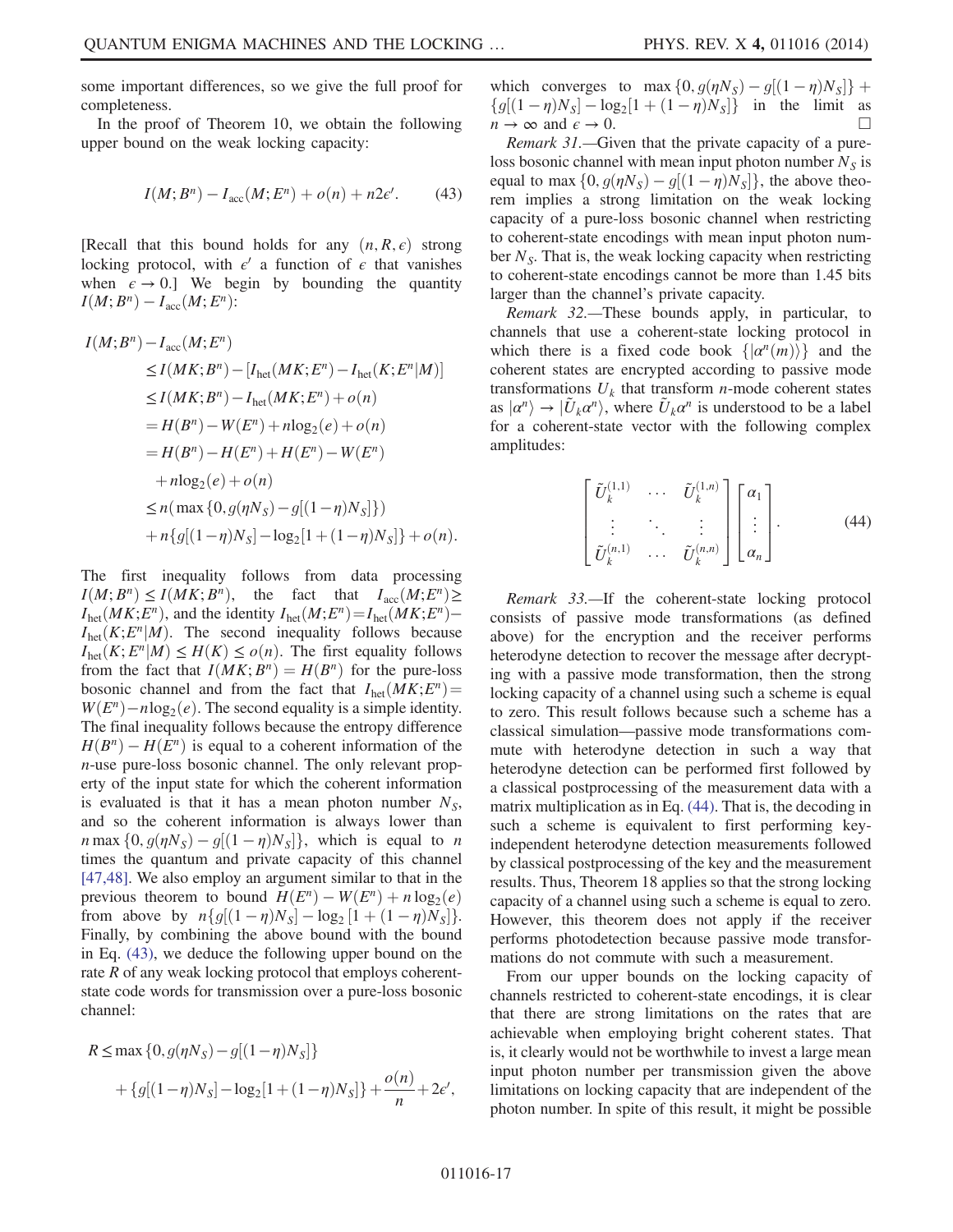some important differences, so we give the full proof for completeness.

In the proof of Theorem 10, we obtain the following upper bound on the weak locking capacity:

$$I(M;B^n) - I_{\rm acc}(M;E^n) + o(n) + n2\epsilon'. \tag{43}$$

[Recall that this bound holds for any $(n,R,\epsilon)$ strong locking protocol, with $\epsilon'$ a function of $\epsilon$ that vanishes when $\epsilon \to 0$.] We begin by bounding the quantity $I(M;B^n) - I_{\rm acc}(M;E^n)$:

$$\begin{aligned}
I(M;B^n) &- I_{\rm acc}(M;E^n) \\
&\leq I(MK;B^n) - [I_{\rm het}(MK;E^n) - I_{\rm het}(K;E^n|M)] \\
&\leq I(MK;B^n) - I_{\rm het}(MK;E^n) + o(n) \\
&= H(B^n) - W(E^n) + n\log_2(e) + o(n) \\
&= H(B^n) - H(E^n) + H(E^n) - W(E^n) \\
&\quad + n\log_2(e) + o(n) \\
&\leq n(\max\{0, g(\eta N_S) - g[(1-\eta)N_S]\}) \\
&\quad + n\{g[(1-\eta)N_S] - \log_2[1+(1-\eta)N_S]\} + o(n).
\end{aligned}$$

The first inequality follows from data processing $I(M;B^n) \leq I(MK;B^n)$, the fact that $I_{\rm acc}(M;E^n) \geq I_{\rm het}(MK;E^n)$, and the identity $I_{\rm het}(M;E^n) = I_{\rm het}(MK;E^n) - I_{\rm het}(K;E^n|M)$. The second inequality follows because $I_{\rm het}(K;E^n|M) \leq H(K) \leq o(n)$. The first equality follows from the fact that $I(MK;B^n) = H(B^n)$ for the pure-loss bosonic channel and from the fact that $I_{\rm het}(MK;E^n) = W(E^n) - n\log_2(e)$. The second equality is a simple identity. The final inequality follows because the entropy difference $H(B^n) - H(E^n)$ is equal to a coherent information of the $n$-use pure-loss bosonic channel. The only relevant property of the input state for which the coherent information is evaluated is that it has a mean photon number $N_S$, and so the coherent information is always lower than $n\max\{0, g(\eta N_S) - g[(1-\eta)N_S]\}$, which is equal to $n$ times the quantum and private capacity of this channel [47,48]. We also employ an argument similar to that in the previous theorem to bound $H(E^n) - W(E^n) + n\log_2(e)$ from above by $n\{g[(1-\eta)N_S] - \log_2[1+(1-\eta)N_S]\}$. Finally, by combining the above bound with the bound in Eq. (43), we deduce the following upper bound on the rate $R$ of any weak locking protocol that employs coherent-state code words for transmission over a pure-loss bosonic channel:

$$\begin{aligned}
R &\leq \max\{0, g(\eta N_S) - g[(1-\eta)N_S]\} \\
&\quad + \{g[(1-\eta)N_S] - \log_2[1+(1-\eta)N_S]\} + \frac{o(n)}{n} + 2\epsilon',
\end{aligned}$$

which converges to $\max\{0, g(\eta N_S) - g[(1-\eta)N_S]\} + \{g[(1-\eta)N_S] - \log_2[1+(1-\eta)N_S]\}$ in the limit as $n \to \infty$ and $\epsilon \to 0$. □

*Remark 31.*—Given that the private capacity of a pure-loss bosonic channel with mean input photon number $N_S$ is equal to $\max\{0, g(\eta N_S) - g[(1-\eta)N_S]\}$, the above theorem implies a strong limitation on the weak locking capacity of a pure-loss bosonic channel when restricting to coherent-state encodings with mean input photon number $N_S$. That is, the weak locking capacity when restricting to coherent-state encodings cannot be more than 1.45 bits larger than the channel's private capacity.

*Remark 32.*—These bounds apply, in particular, to channels that use a coherent-state locking protocol in which there is a fixed code book $\{|\alpha^n(m)\rangle\}$ and the coherent states are encrypted according to passive mode transformations $U_k$ that transform $n$-mode coherent states as $|\alpha^n\rangle \to |\tilde{U}_k\alpha^n\rangle$, where $\tilde{U}_k\alpha^n$ is understood to be a label for a coherent-state vector with the following complex amplitudes:

$$\begin{bmatrix} \tilde{U}_k^{(1,1)} & \cdots & \tilde{U}_k^{(1,n)} \\ \vdots & \ddots & \vdots \\ \tilde{U}_k^{(n,1)} & \cdots & \tilde{U}_k^{(n,n)} \end{bmatrix} \begin{bmatrix} \alpha_1 \\ \vdots \\ \alpha_n \end{bmatrix}. \tag{44}$$

*Remark 33.*—If the coherent-state locking protocol consists of passive mode transformations (as defined above) for the encryption and the receiver performs heterodyne detection to recover the message after decrypting with a passive mode transformation, then the strong locking capacity of a channel using such a scheme is equal to zero. This result follows because such a scheme has a classical simulation—passive mode transformations commute with heterodyne detection in such a way that heterodyne detection can be performed first followed by a classical postprocessing of the measurement data with a matrix multiplication as in Eq. (44). That is, the decoding in such a scheme is equivalent to first performing key-independent heterodyne detection measurements followed by classical postprocessing of the key and the measurement results. Thus, Theorem 18 applies so that the strong locking capacity of a channel using such a scheme is equal to zero. However, this theorem does not apply if the receiver performs photodetection because passive mode transformations do not commute with such a measurement.

From our upper bounds on the locking capacity of channels restricted to coherent-state encodings, it is clear that there are strong limitations on the rates that are achievable when employing bright coherent states. That is, it clearly would not be worthwhile to invest a large mean input photon number per transmission given the above limitations on locking capacity that are independent of the photon number. In spite of this result, it might be possible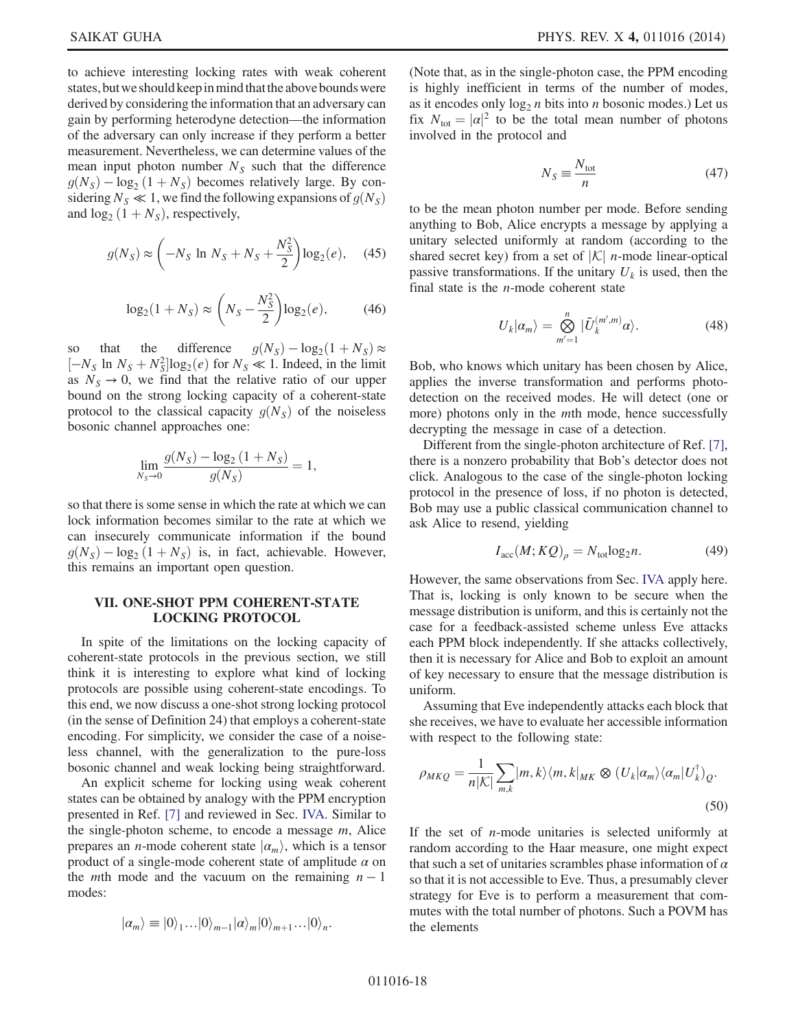to achieve interesting locking rates with weak coherent states, but we should keep in mind that the above bounds were derived by considering the information that an adversary can gain by performing heterodyne detection—the information of the adversary can only increase if they perform a better measurement. Nevertheless, we can determine values of the mean input photon number $N_S$ such that the difference $g(N_S) - \log_2(1 + N_S)$ becomes relatively large. By considering $N_S \ll 1$, we find the following expansions of $g(N_S)$ and $\log_2(1 + N_S)$, respectively,

$$g(N_S) \approx \left(-N_S \ln N_S + N_S + \frac{N_S^2}{2}\right)\log_2(e), \quad (45)$$

$$\log_2(1 + N_S) \approx \left(N_S - \frac{N_S^2}{2}\right)\log_2(e), \quad (46)$$

so that the difference $g(N_S) - \log_2(1 + N_S) \approx [-N_S \ln N_S + N_S^2]\log_2(e)$ for $N_S \ll 1$. Indeed, in the limit as $N_S \to 0$, we find that the relative ratio of our upper bound on the strong locking capacity of a coherent-state protocol to the classical capacity $g(N_S)$ of the noiseless bosonic channel approaches one:

$$\lim_{N_S \to 0} \frac{g(N_S) - \log_2(1 + N_S)}{g(N_S)} = 1,$$

so that there is some sense in which the rate at which we can lock information becomes similar to the rate at which we can insecurely communicate information if the bound $g(N_S) - \log_2(1 + N_S)$ is, in fact, achievable. However, this remains an important open question.

## VII. ONE-SHOT PPM COHERENT-STATE LOCKING PROTOCOL

In spite of the limitations on the locking capacity of coherent-state protocols in the previous section, we still think it is interesting to explore what kind of locking protocols are possible using coherent-state encodings. To this end, we now discuss a one-shot strong locking protocol (in the sense of Definition 24) that employs a coherent-state encoding. For simplicity, we consider the case of a noiseless channel, with the generalization to the pure-loss bosonic channel and weak locking being straightforward.

An explicit scheme for locking using weak coherent states can be obtained by analogy with the PPM encryption presented in Ref. [7] and reviewed in Sec. IVA. Similar to the single-photon scheme, to encode a message $m$, Alice prepares an $n$-mode coherent state $|\alpha_m\rangle$, which is a tensor product of a single-mode coherent state of amplitude $\alpha$ on the $m$th mode and the vacuum on the remaining $n-1$ modes:

$$|\alpha_m\rangle \equiv |0\rangle_1 \ldots |0\rangle_{m-1} |\alpha\rangle_m |0\rangle_{m+1} \ldots |0\rangle_n.$$

(Note that, as in the single-photon case, the PPM encoding is highly inefficient in terms of the number of modes, as it encodes only $\log_2 n$ bits into $n$ bosonic modes.) Let us fix $N_{\text{tot}} = |\alpha|^2$ to be the total mean number of photons involved in the protocol and

$$N_S \equiv \frac{N_{\text{tot}}}{n} \quad (47)$$

to be the mean photon number per mode. Before sending anything to Bob, Alice encrypts a message by applying a unitary selected uniformly at random (according to the shared secret key) from a set of $|\mathcal{K}|$ $n$-mode linear-optical passive transformations. If the unitary $U_k$ is used, then the final state is the $n$-mode coherent state

$$U_k |\alpha_m\rangle = \bigotimes_{m'=1}^{n} |\tilde{U}_k^{(m',m)} \alpha\rangle. \quad (48)$$

Bob, who knows which unitary has been chosen by Alice, applies the inverse transformation and performs photodetection on the received modes. He will detect (one or more) photons only in the $m$th mode, hence successfully decrypting the message in case of a detection.

Different from the single-photon architecture of Ref. [7], there is a nonzero probability that Bob's detector does not click. Analogous to the case of the single-photon locking protocol in the presence of loss, if no photon is detected, Bob may use a public classical communication channel to ask Alice to resend, yielding

$$I_{\text{acc}}(M; KQ)_\rho = N_{\text{tot}} \log_2 n. \quad (49)$$

However, the same observations from Sec. IVA apply here. That is, locking is only known to be secure when the message distribution is uniform, and this is certainly not the case for a feedback-assisted scheme unless Eve attacks each PPM block independently. If she attacks collectively, then it is necessary for Alice and Bob to exploit an amount of key necessary to ensure that the message distribution is uniform.

Assuming that Eve independently attacks each block that she receives, we have to evaluate her accessible information with respect to the following state:

$$\rho_{MKQ} = \frac{1}{n|\mathcal{K}|} \sum_{m,k} |m,k\rangle\langle m,k|_{MK} \otimes (U_k |\alpha_m\rangle\langle \alpha_m| U_k^\dagger)_Q. \quad (50)$$

If the set of $n$-mode unitaries is selected uniformly at random according to the Haar measure, one might expect that such a set of unitaries scrambles phase information of $\alpha$ so that it is not accessible to Eve. Thus, a presumably clever strategy for Eve is to perform a measurement that commutes with the total number of photons. Such a POVM has the elements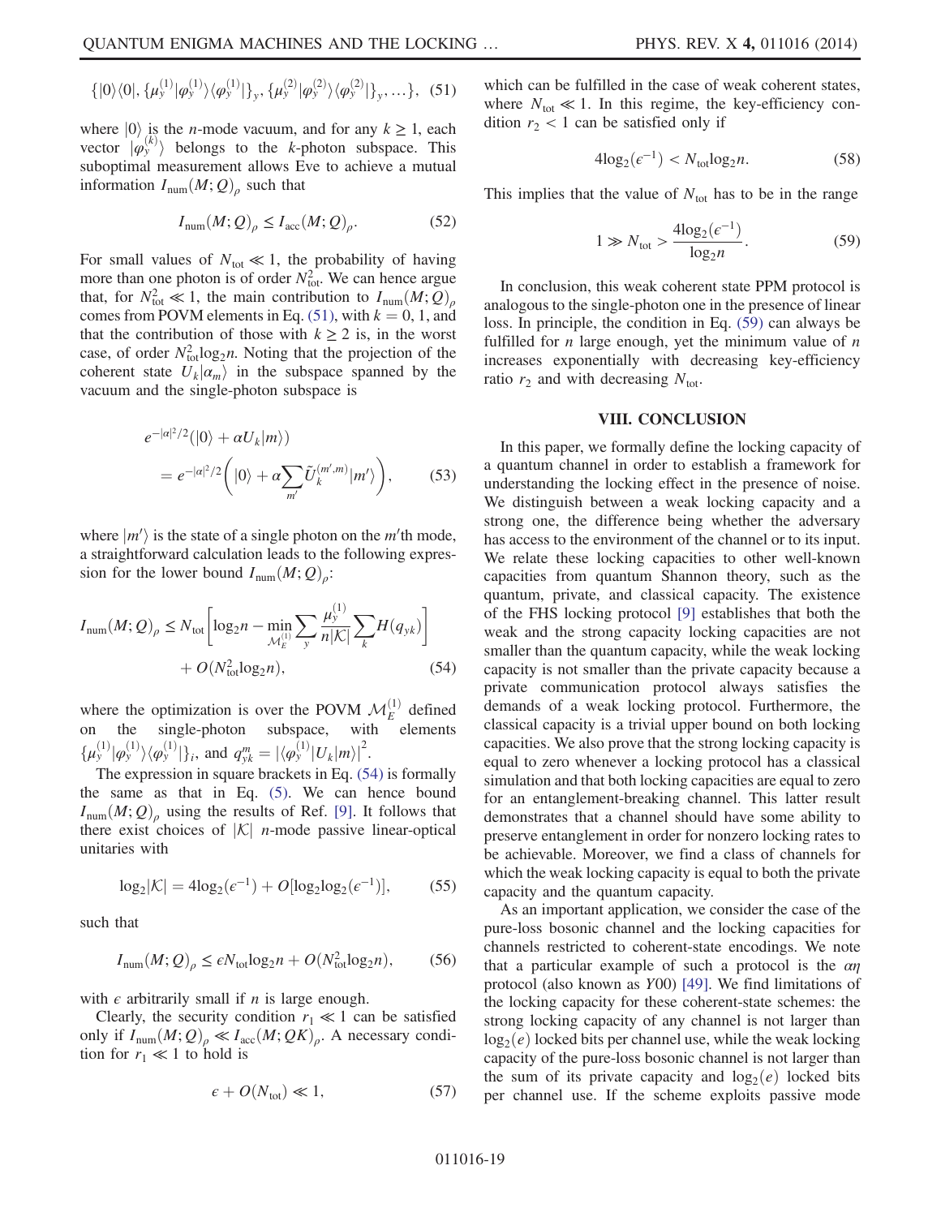$$\{|0\rangle\langle 0|, \{\mu_y^{(1)}|\varphi_y^{(1)}\rangle\langle\varphi_y^{(1)}|\}_y, \{\mu_y^{(2)}|\varphi_y^{(2)}\rangle\langle\varphi_y^{(2)}|\}_y, \ldots\}, \quad (51)$$

where $|0\rangle$ is the $n$-mode vacuum, and for any $k \geq 1$, each vector $|\varphi_y^{(k)}\rangle$ belongs to the $k$-photon subspace. This suboptimal measurement allows Eve to achieve a mutual information $I_{\mathrm{num}}(M;Q)_\rho$ such that

$$I_{\mathrm{num}}(M;Q)_\rho \leq I_{\mathrm{acc}}(M;Q)_\rho. \quad (52)$$

For small values of $N_{\mathrm{tot}} \ll 1$, the probability of having more than one photon is of order $N_{\mathrm{tot}}^2$. We can hence argue that, for $N_{\mathrm{tot}}^2 \ll 1$, the main contribution to $I_{\mathrm{num}}(M;Q)_\rho$ comes from POVM elements in Eq. (51), with $k = 0, 1$, and that the contribution of those with $k \geq 2$ is, in the worst case, of order $N_{\mathrm{tot}}^2 \log_2 n$. Noting that the projection of the coherent state $U_k|\alpha_m\rangle$ in the subspace spanned by the vacuum and the single-photon subspace is

$$\begin{aligned} &e^{-|\alpha|^2/2}(|0\rangle + \alpha U_k|m\rangle) \\ &= e^{-|\alpha|^2/2}\left(|0\rangle + \alpha\sum_{m'}\tilde{U}_k^{(m',m)}|m'\rangle\right), \end{aligned} \quad (53)$$

where $|m'\rangle$ is the state of a single photon on the $m'$th mode, a straightforward calculation leads to the following expression for the lower bound $I_{\mathrm{num}}(M;Q)_\rho$:

$$\begin{aligned} I_{\mathrm{num}}(M;Q)_\rho \leq N_{\mathrm{tot}}&\left[\log_2 n - \min_{\mathcal{M}_E^{(1)}}\sum_y \frac{\mu_y^{(1)}}{n|\mathcal{K}|}\sum_k H(q_{yk})\right] \\ &+ O(N_{\mathrm{tot}}^2 \log_2 n), \end{aligned} \quad (54)$$

where the optimization is over the POVM $\mathcal{M}_E^{(1)}$ defined on the single-photon subspace, with elements $\{\mu_y^{(1)}|\varphi_y^{(1)}\rangle\langle\varphi_y^{(1)}|\}_i$, and $q_{yk}^m = |\langle\varphi_y^{(1)}|U_k|m\rangle|^2$.

The expression in square brackets in Eq. (54) is formally the same as that in Eq. (5). We can hence bound $I_{\mathrm{num}}(M;Q)_\rho$ using the results of Ref. [9]. It follows that there exist choices of $|\mathcal{K}|$ $n$-mode passive linear-optical unitaries with

$$\log_2|\mathcal{K}| = 4\log_2(\epsilon^{-1}) + O[\log_2\log_2(\epsilon^{-1})], \quad (55)$$

such that

$$I_{\mathrm{num}}(M;Q)_\rho \leq \epsilon N_{\mathrm{tot}}\log_2 n + O(N_{\mathrm{tot}}^2\log_2 n), \quad (56)$$

with $\epsilon$ arbitrarily small if $n$ is large enough.

Clearly, the security condition $r_1 \ll 1$ can be satisfied only if $I_{\mathrm{num}}(M;Q)_\rho \ll I_{\mathrm{acc}}(M;QK)_\rho$. A necessary condition for $r_1 \ll 1$ to hold is

$$\epsilon + O(N_{\mathrm{tot}}) \ll 1, \quad (57)$$

which can be fulfilled in the case of weak coherent states, where $N_{\mathrm{tot}} \ll 1$. In this regime, the key-efficiency condition $r_2 < 1$ can be satisfied only if

$$4\log_2(\epsilon^{-1}) < N_{\mathrm{tot}}\log_2 n. \quad (58)$$

This implies that the value of $N_{\mathrm{tot}}$ has to be in the range

$$1 \gg N_{\mathrm{tot}} > \frac{4\log_2(\epsilon^{-1})}{\log_2 n}. \quad (59)$$

In conclusion, this weak coherent state PPM protocol is analogous to the single-photon one in the presence of linear loss. In principle, the condition in Eq. (59) can always be fulfilled for $n$ large enough, yet the minimum value of $n$ increases exponentially with decreasing key-efficiency ratio $r_2$ and with decreasing $N_{\mathrm{tot}}$.

## VIII. CONCLUSION

In this paper, we formally define the locking capacity of a quantum channel in order to establish a framework for understanding the locking effect in the presence of noise. We distinguish between a weak locking capacity and a strong one, the difference being whether the adversary has access to the environment of the channel or to its input. We relate these locking capacities to other well-known capacities from quantum Shannon theory, such as the quantum, private, and classical capacity. The existence of the FHS locking protocol [9] establishes that both the weak and the strong capacity locking capacities are not smaller than the quantum capacity, while the weak locking capacity is not smaller than the private capacity because a private communication protocol always satisfies the demands of a weak locking protocol. Furthermore, the classical capacity is a trivial upper bound on both locking capacities. We also prove that the strong locking capacity is equal to zero whenever a locking protocol has a classical simulation and that both locking capacities are equal to zero for an entanglement-breaking channel. This latter result demonstrates that a channel should have some ability to preserve entanglement in order for nonzero locking rates to be achievable. Moreover, we find a class of channels for which the weak locking capacity is equal to both the private capacity and the quantum capacity.

As an important application, we consider the case of the pure-loss bosonic channel and the locking capacities for channels restricted to coherent-state encodings. We note that a particular example of such a protocol is the $\alpha\eta$ protocol (also known as Y00) [49]. We find limitations of the locking capacity for these coherent-state schemes: the strong locking capacity of any channel is not larger than $\log_2(e)$ locked bits per channel use, while the weak locking capacity of the pure-loss bosonic channel is not larger than the sum of its private capacity and $\log_2(e)$ locked bits per channel use. If the scheme exploits passive mode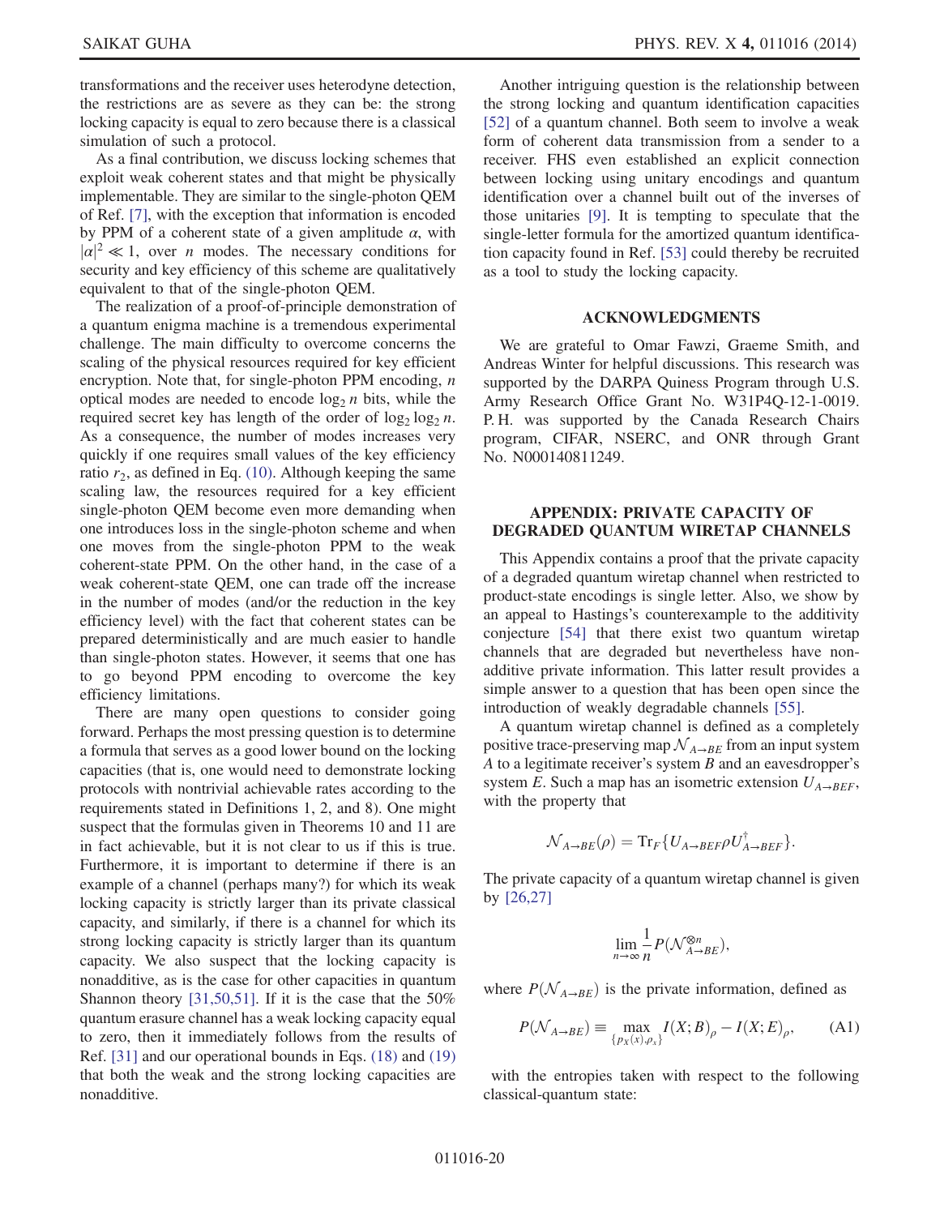transformations and the receiver uses heterodyne detection, the restrictions are as severe as they can be: the strong locking capacity is equal to zero because there is a classical simulation of such a protocol.

As a final contribution, we discuss locking schemes that exploit weak coherent states and that might be physically implementable. They are similar to the single-photon QEM of Ref. [7], with the exception that information is encoded by PPM of a coherent state of a given amplitude $\alpha$, with $|\alpha|^2 \ll 1$, over $n$ modes. The necessary conditions for security and key efficiency of this scheme are qualitatively equivalent to that of the single-photon QEM.

The realization of a proof-of-principle demonstration of a quantum enigma machine is a tremendous experimental challenge. The main difficulty to overcome concerns the scaling of the physical resources required for key efficient encryption. Note that, for single-photon PPM encoding, $n$ optical modes are needed to encode $\log_2 n$ bits, while the required secret key has length of the order of $\log_2 \log_2 n$. As a consequence, the number of modes increases very quickly if one requires small values of the key efficiency ratio $r_2$, as defined in Eq. (10). Although keeping the same scaling law, the resources required for a key efficient single-photon QEM become even more demanding when one introduces loss in the single-photon scheme and when one moves from the single-photon PPM to the weak coherent-state PPM. On the other hand, in the case of a weak coherent-state QEM, one can trade off the increase in the number of modes (and/or the reduction in the key efficiency level) with the fact that coherent states can be prepared deterministically and are much easier to handle than single-photon states. However, it seems that one has to go beyond PPM encoding to overcome the key efficiency limitations.

There are many open questions to consider going forward. Perhaps the most pressing question is to determine a formula that serves as a good lower bound on the locking capacities (that is, one would need to demonstrate locking protocols with nontrivial achievable rates according to the requirements stated in Definitions 1, 2, and 8). One might suspect that the formulas given in Theorems 10 and 11 are in fact achievable, but it is not clear to us if this is true. Furthermore, it is important to determine if there is an example of a channel (perhaps many?) for which its weak locking capacity is strictly larger than its private classical capacity, and similarly, if there is a channel for which its strong locking capacity is strictly larger than its quantum capacity. We also suspect that the locking capacity is nonadditive, as is the case for other capacities in quantum Shannon theory [31,50,51]. If it is the case that the 50% quantum erasure channel has a weak locking capacity equal to zero, then it immediately follows from the results of Ref. [31] and our operational bounds in Eqs. (18) and (19) that both the weak and the strong locking capacities are nonadditive.

Another intriguing question is the relationship between the strong locking and quantum identification capacities [52] of a quantum channel. Both seem to involve a weak form of coherent data transmission from a sender to a receiver. FHS even established an explicit connection between locking using unitary encodings and quantum identification over a channel built out of the inverses of those unitaries [9]. It is tempting to speculate that the single-letter formula for the amortized quantum identification capacity found in Ref. [53] could thereby be recruited as a tool to study the locking capacity.

## ACKNOWLEDGMENTS

We are grateful to Omar Fawzi, Graeme Smith, and Andreas Winter for helpful discussions. This research was supported by the DARPA Quiness Program through U.S. Army Research Office Grant No. W31P4Q-12-1-0019. P. H. was supported by the Canada Research Chairs program, CIFAR, NSERC, and ONR through Grant No. N000140811249.

## APPENDIX: PRIVATE CAPACITY OF DEGRADED QUANTUM WIRETAP CHANNELS

This Appendix contains a proof that the private capacity of a degraded quantum wiretap channel when restricted to product-state encodings is single letter. Also, we show by an appeal to Hastings's counterexample to the additivity conjecture [54] that there exist two quantum wiretap channels that are degraded but nevertheless have nonadditive private information. This latter result provides a simple answer to a question that has been open since the introduction of weakly degradable channels [55].

A quantum wiretap channel is defined as a completely positive trace-preserving map $\mathcal{N}_{A\to BE}$ from an input system $A$ to a legitimate receiver's system $B$ and an eavesdropper's system $E$. Such a map has an isometric extension $U_{A\to BEF}$, with the property that

$$\mathcal{N}_{A\to BE}(\rho) = \mathrm{Tr}_F\{U_{A\to BEF}\rho U^{\dagger}_{A\to BEF}\}.$$

The private capacity of a quantum wiretap channel is given by [26,27]

$$\lim_{n\to\infty} \frac{1}{n} P(\mathcal{N}^{\otimes n}_{A\to BE}),$$

where $P(\mathcal{N}_{A\to BE})$ is the private information, defined as

$$P(\mathcal{N}_{A\to BE}) \equiv \max_{\{p_X(x),\rho_x\}} I(X;B)_\rho - I(X;E)_\rho, \tag{A1}$$

with the entropies taken with respect to the following classical-quantum state: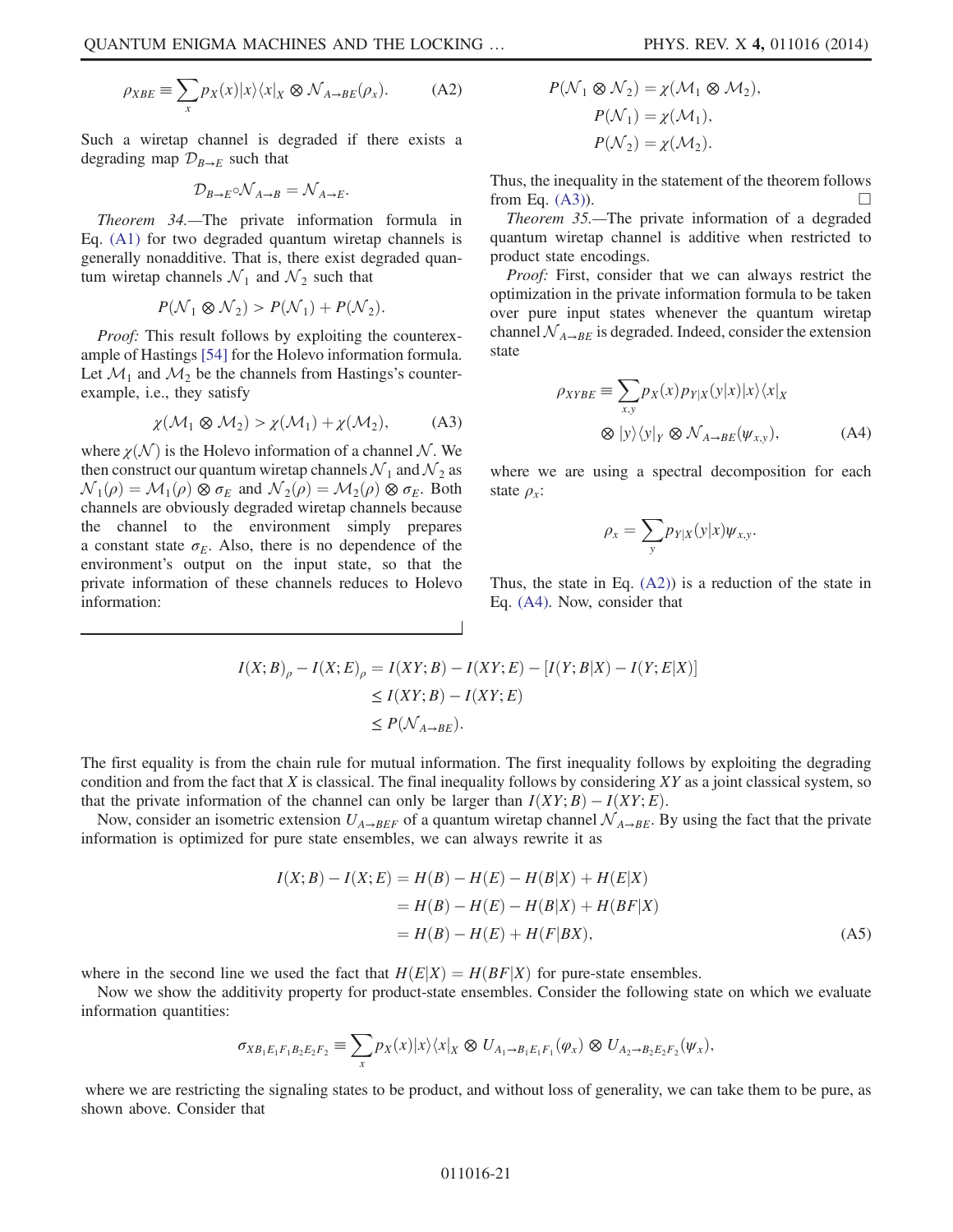$$\rho_{XBE} \equiv \sum_x p_X(x)|x\rangle\langle x|_X \otimes \mathcal{N}_{A\to BE}(\rho_x). \tag{A2}$$

Such a wiretap channel is degraded if there exists a degrading map $\mathcal{D}_{B\to E}$ such that

$$\mathcal{D}_{B\to E}\circ\mathcal{N}_{A\to B} = \mathcal{N}_{A\to E}.$$

*Theorem 34.*—The private information formula in Eq. (A1) for two degraded quantum wiretap channels is generally nonadditive. That is, there exist degraded quantum wiretap channels $\mathcal{N}_1$ and $\mathcal{N}_2$ such that

$$P(\mathcal{N}_1 \otimes \mathcal{N}_2) > P(\mathcal{N}_1) + P(\mathcal{N}_2).$$

*Proof:* This result follows by exploiting the counterexample of Hastings [54] for the Holevo information formula. Let $\mathcal{M}_1$ and $\mathcal{M}_2$ be the channels from Hastings's counterexample, i.e., they satisfy

$$\chi(\mathcal{M}_1 \otimes \mathcal{M}_2) > \chi(\mathcal{M}_1) + \chi(\mathcal{M}_2), \tag{A3}$$

where $\chi(\mathcal{N})$ is the Holevo information of a channel $\mathcal{N}$. We then construct our quantum wiretap channels $\mathcal{N}_1$ and $\mathcal{N}_2$ as $\mathcal{N}_1(\rho) = \mathcal{M}_1(\rho) \otimes \sigma_E$ and $\mathcal{N}_2(\rho) = \mathcal{M}_2(\rho) \otimes \sigma_E$. Both channels are obviously degraded wiretap channels because the channel to the environment simply prepares a constant state $\sigma_E$. Also, there is no dependence of the environment's output on the input state, so that the private information of these channels reduces to Holevo information:

$$P(\mathcal{N}_1 \otimes \mathcal{N}_2) = \chi(\mathcal{M}_1 \otimes \mathcal{M}_2),$$
$$P(\mathcal{N}_1) = \chi(\mathcal{M}_1),$$
$$P(\mathcal{N}_2) = \chi(\mathcal{M}_2).$$

Thus, the inequality in the statement of the theorem follows from Eq. (A3)). □

*Theorem 35.*—The private information of a degraded quantum wiretap channel is additive when restricted to product state encodings.

*Proof:* First, consider that we can always restrict the optimization in the private information formula to be taken over pure input states whenever the quantum wiretap channel $\mathcal{N}_{A\to BE}$ is degraded. Indeed, consider the extension state

$$\rho_{XYBE} \equiv \sum_{x,y} p_X(x) p_{Y|X}(y|x)|x\rangle\langle x|_X \otimes |y\rangle\langle y|_Y \otimes \mathcal{N}_{A\to BE}(\psi_{x,y}), \tag{A4}$$

where we are using a spectral decomposition for each state $\rho_x$:

$$\rho_x = \sum_y p_{Y|X}(y|x)\psi_{x,y}.$$

Thus, the state in Eq. (A2)) is a reduction of the state in Eq. (A4). Now, consider that

$$\begin{aligned} I(X;B)_\rho - I(X;E)_\rho &= I(XY;B) - I(XY;E) - [I(Y;B|X) - I(Y;E|X)] \\ &\leq I(XY;B) - I(XY;E) \\ &\leq P(\mathcal{N}_{A\to BE}). \end{aligned}$$

The first equality is from the chain rule for mutual information. The first inequality follows by exploiting the degrading condition and from the fact that $X$ is classical. The final inequality follows by considering $XY$ as a joint classical system, so that the private information of the channel can only be larger than $I(XY;B) - I(XY;E)$.

Now, consider an isometric extension $U_{A\to BEF}$ of a quantum wiretap channel $\mathcal{N}_{A\to BE}$. By using the fact that the private information is optimized for pure state ensembles, we can always rewrite it as

$$\begin{aligned} I(X;B) - I(X;E) &= H(B) - H(E) - H(B|X) + H(E|X) \\ &= H(B) - H(E) - H(B|X) + H(BF|X) \\ &= H(B) - H(E) + H(F|BX), \end{aligned} \tag{A5}$$

where in the second line we used the fact that $H(E|X) = H(BF|X)$ for pure-state ensembles.

Now we show the additivity property for product-state ensembles. Consider the following state on which we evaluate information quantities:

$$\sigma_{XB_1E_1F_1B_2E_2F_2} \equiv \sum_x p_X(x)|x\rangle\langle x|_X \otimes U_{A_1\to B_1E_1F_1}(\varphi_x) \otimes U_{A_2\to B_2E_2F_2}(\psi_x),$$

where we are restricting the signaling states to be product, and without loss of generality, we can take them to be pure, as shown above. Consider that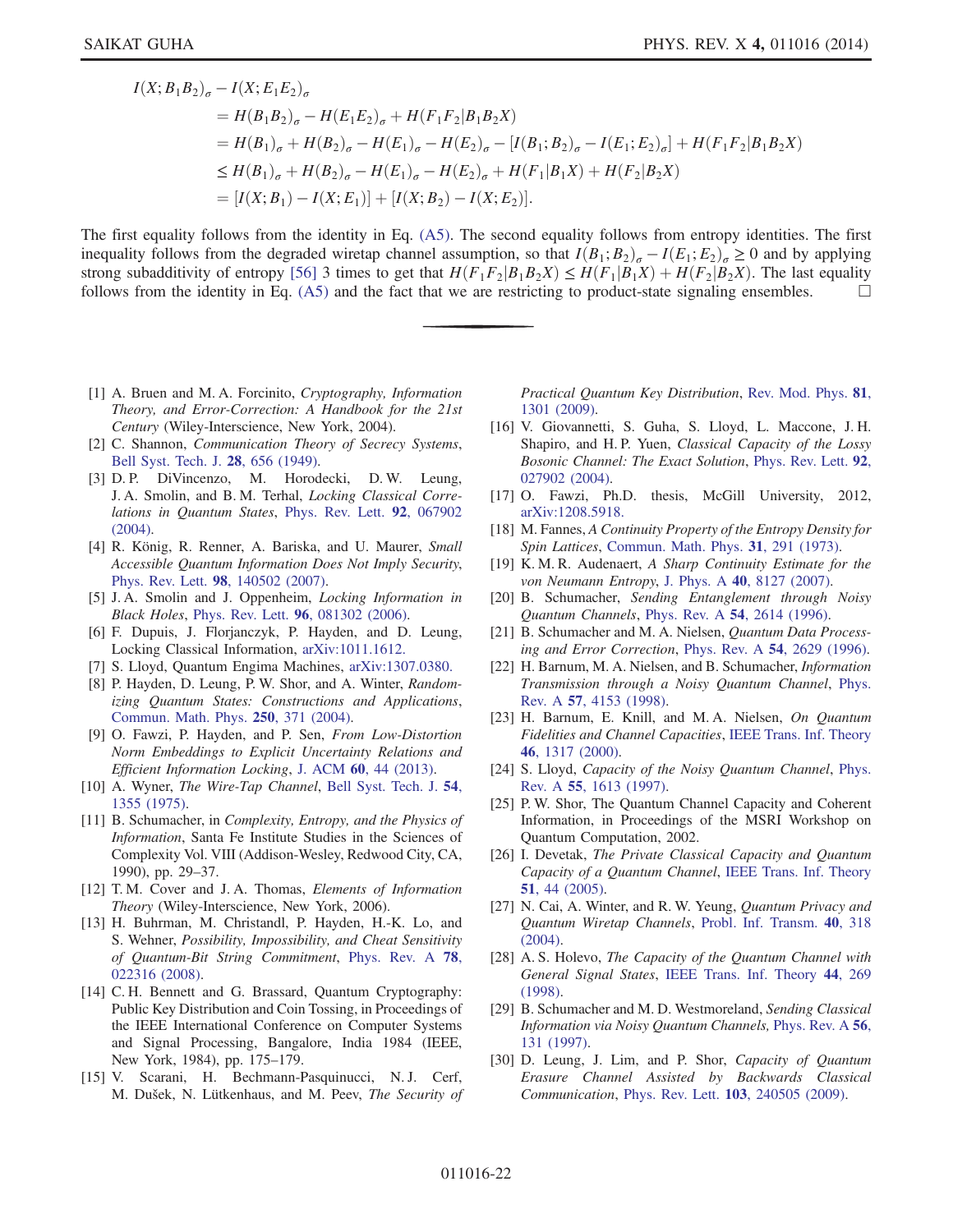$$
\begin{aligned}
&I(X;B_1B_2)_\sigma - I(X;E_1E_2)_\sigma \\
&= H(B_1B_2)_\sigma - H(E_1E_2)_\sigma + H(F_1F_2|B_1B_2X) \\
&= H(B_1)_\sigma + H(B_2)_\sigma - H(E_1)_\sigma - H(E_2)_\sigma - [I(B_1;B_2)_\sigma - I(E_1;E_2)_\sigma] + H(F_1F_2|B_1B_2X) \\
&\le H(B_1)_\sigma + H(B_2)_\sigma - H(E_1)_\sigma - H(E_2)_\sigma + H(F_1|B_1X) + H(F_2|B_2X) \\
&= [I(X;B_1) - I(X;E_1)] + [I(X;B_2) - I(X;E_2)].
\end{aligned}
$$

The first equality follows from the identity in Eq. (A5). The second equality follows from entropy identities. The first inequality follows from the degraded wiretap channel assumption, so that $I(B_1;B_2)_\sigma - I(E_1;E_2)_\sigma \ge 0$ and by applying strong subadditivity of entropy [56] 3 times to get that $H(F_1F_2|B_1B_2X) \le H(F_1|B_1X) + H(F_2|B_2X)$. The last equality follows from the identity in Eq. (A5) and the fact that we are restricting to product-state signaling ensembles. □

---

[1] A. Bruen and M. A. Forcinito, *Cryptography, Information Theory, and Error-Correction: A Handbook for the 21st Century* (Wiley-Interscience, New York, 2004).

[2] C. Shannon, *Communication Theory of Secrecy Systems*, Bell Syst. Tech. J. **28**, 656 (1949).

[3] D. P. DiVincenzo, M. Horodecki, D. W. Leung, J. A. Smolin, and B. M. Terhal, *Locking Classical Correlations in Quantum States*, Phys. Rev. Lett. **92**, 067902 (2004).

[4] R. König, R. Renner, A. Bariska, and U. Maurer, *Small Accessible Quantum Information Does Not Imply Security*, Phys. Rev. Lett. **98**, 140502 (2007).

[5] J. A. Smolin and J. Oppenheim, *Locking Information in Black Holes*, Phys. Rev. Lett. **96**, 081302 (2006).

[6] F. Dupuis, J. Florjanczyk, P. Hayden, and D. Leung, Locking Classical Information, arXiv:1011.1612.

[7] S. Lloyd, Quantum Engima Machines, arXiv:1307.0380.

[8] P. Hayden, D. Leung, P. W. Shor, and A. Winter, *Randomizing Quantum States: Constructions and Applications*, Commun. Math. Phys. **250**, 371 (2004).

[9] O. Fawzi, P. Hayden, and P. Sen, *From Low-Distortion Norm Embeddings to Explicit Uncertainty Relations and Efficient Information Locking*, J. ACM **60**, 44 (2013).

[10] A. Wyner, *The Wire-Tap Channel*, Bell Syst. Tech. J. **54**, 1355 (1975).

[11] B. Schumacher, in *Complexity, Entropy, and the Physics of Information*, Santa Fe Institute Studies in the Sciences of Complexity Vol. VIII (Addison-Wesley, Redwood City, CA, 1990), pp. 29–37.

[12] T. M. Cover and J. A. Thomas, *Elements of Information Theory* (Wiley-Interscience, New York, 2006).

[13] H. Buhrman, M. Christandl, P. Hayden, H.-K. Lo, and S. Wehner, *Possibility, Impossibility, and Cheat Sensitivity of Quantum-Bit String Commitment*, Phys. Rev. A **78**, 022316 (2008).

[14] C. H. Bennett and G. Brassard, Quantum Cryptography: Public Key Distribution and Coin Tossing, in Proceedings of the IEEE International Conference on Computer Systems and Signal Processing, Bangalore, India 1984 (IEEE, New York, 1984), pp. 175–179.

[15] V. Scarani, H. Bechmann-Pasquinucci, N. J. Cerf, M. Dušek, N. Lütkenhaus, and M. Peev, *The Security of Practical Quantum Key Distribution*, Rev. Mod. Phys. **81**, 1301 (2009).

[16] V. Giovannetti, S. Guha, S. Lloyd, L. Maccone, J. H. Shapiro, and H. P. Yuen, *Classical Capacity of the Lossy Bosonic Channel: The Exact Solution*, Phys. Rev. Lett. **92**, 027902 (2004).

[17] O. Fawzi, Ph.D. thesis, McGill University, 2012, arXiv:1208.5918.

[18] M. Fannes, *A Continuity Property of the Entropy Density for Spin Lattices*, Commun. Math. Phys. **31**, 291 (1973).

[19] K. M. R. Audenaert, *A Sharp Continuity Estimate for the von Neumann Entropy*, J. Phys. A **40**, 8127 (2007).

[20] B. Schumacher, *Sending Entanglement through Noisy Quantum Channels*, Phys. Rev. A **54**, 2614 (1996).

[21] B. Schumacher and M. A. Nielsen, *Quantum Data Processing and Error Correction*, Phys. Rev. A **54**, 2629 (1996).

[22] H. Barnum, M. A. Nielsen, and B. Schumacher, *Information Transmission through a Noisy Quantum Channel*, Phys. Rev. A **57**, 4153 (1998).

[23] H. Barnum, E. Knill, and M. A. Nielsen, *On Quantum Fidelities and Channel Capacities*, IEEE Trans. Inf. Theory **46**, 1317 (2000).

[24] S. Lloyd, *Capacity of the Noisy Quantum Channel*, Phys. Rev. A **55**, 1613 (1997).

[25] P. W. Shor, The Quantum Channel Capacity and Coherent Information, in Proceedings of the MSRI Workshop on Quantum Computation, 2002.

[26] I. Devetak, *The Private Classical Capacity and Quantum Capacity of a Quantum Channel*, IEEE Trans. Inf. Theory **51**, 44 (2005).

[27] N. Cai, A. Winter, and R. W. Yeung, *Quantum Privacy and Quantum Wiretap Channels*, Probl. Inf. Transm. **40**, 318 (2004).

[28] A. S. Holevo, *The Capacity of the Quantum Channel with General Signal States*, IEEE Trans. Inf. Theory **44**, 269 (1998).

[29] B. Schumacher and M. D. Westmoreland, *Sending Classical Information via Noisy Quantum Channels*, Phys. Rev. A **56**, 131 (1997).

[30] D. Leung, J. Lim, and P. Shor, *Capacity of Quantum Erasure Channel Assisted by Backwards Classical Communication*, Phys. Rev. Lett. **103**, 240505 (2009).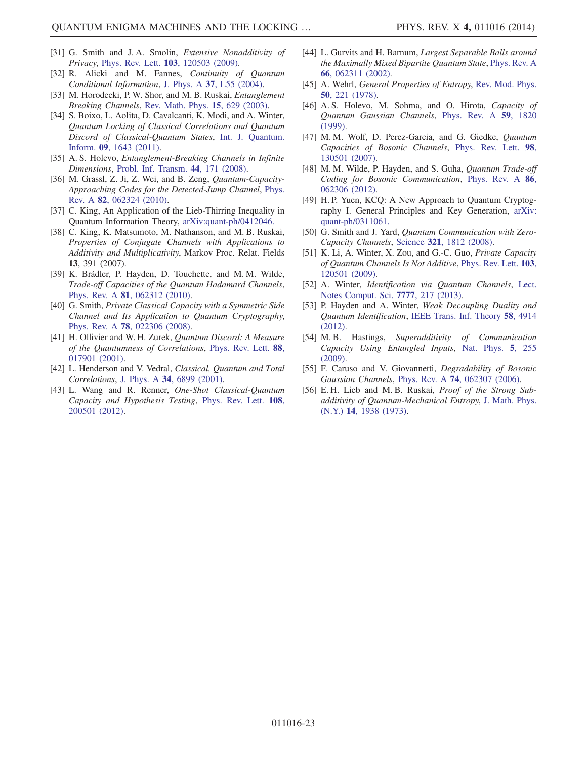[31] G. Smith and J. A. Smolin, *Extensive Nonadditivity of Privacy*, Phys. Rev. Lett. **103**, 120503 (2009).

[32] R. Alicki and M. Fannes, *Continuity of Quantum Conditional Information*, J. Phys. A **37**, L55 (2004).

[33] M. Horodecki, P. W. Shor, and M. B. Ruskai, *Entanglement Breaking Channels*, Rev. Math. Phys. **15**, 629 (2003).

[34] S. Boixo, L. Aolita, D. Cavalcanti, K. Modi, and A. Winter, *Quantum Locking of Classical Correlations and Quantum Discord of Classical-Quantum States*, Int. J. Quantum. Inform. **09**, 1643 (2011).

[35] A. S. Holevo, *Entanglement-Breaking Channels in Infinite Dimensions*, Probl. Inf. Transm. **44**, 171 (2008).

[36] M. Grassl, Z. Ji, Z. Wei, and B. Zeng, *Quantum-Capacity-Approaching Codes for the Detected-Jump Channel*, Phys. Rev. A **82**, 062324 (2010).

[37] C. King, An Application of the Lieb-Thirring Inequality in Quantum Information Theory, arXiv:quant-ph/0412046.

[38] C. King, K. Matsumoto, M. Nathanson, and M. B. Ruskai, *Properties of Conjugate Channels with Applications to Additivity and Multiplicativity*, Markov Proc. Relat. Fields **13**, 391 (2007).

[39] K. Brádler, P. Hayden, D. Touchette, and M. M. Wilde, *Trade-off Capacities of the Quantum Hadamard Channels*, Phys. Rev. A **81**, 062312 (2010).

[40] G. Smith, *Private Classical Capacity with a Symmetric Side Channel and Its Application to Quantum Cryptography*, Phys. Rev. A **78**, 022306 (2008).

[41] H. Ollivier and W. H. Zurek, *Quantum Discord: A Measure of the Quantumness of Correlations*, Phys. Rev. Lett. **88**, 017901 (2001).

[42] L. Henderson and V. Vedral, *Classical, Quantum and Total Correlations*, J. Phys. A **34**, 6899 (2001).

[43] L. Wang and R. Renner, *One-Shot Classical-Quantum Capacity and Hypothesis Testing*, Phys. Rev. Lett. **108**, 200501 (2012).

[44] L. Gurvits and H. Barnum, *Largest Separable Balls around the Maximally Mixed Bipartite Quantum State*, Phys. Rev. A **66**, 062311 (2002).

[45] A. Wehrl, *General Properties of Entropy*, Rev. Mod. Phys. **50**, 221 (1978).

[46] A. S. Holevo, M. Sohma, and O. Hirota, *Capacity of Quantum Gaussian Channels*, Phys. Rev. A **59**, 1820 (1999).

[47] M. M. Wolf, D. Perez-Garcia, and G. Giedke, *Quantum Capacities of Bosonic Channels*, Phys. Rev. Lett. **98**, 130501 (2007).

[48] M. M. Wilde, P. Hayden, and S. Guha, *Quantum Trade-off Coding for Bosonic Communication*, Phys. Rev. A **86**, 062306 (2012).

[49] H. P. Yuen, KCQ: A New Approach to Quantum Cryptography I. General Principles and Key Generation, arXiv: quant-ph/0311061.

[50] G. Smith and J. Yard, *Quantum Communication with Zero-Capacity Channels*, Science **321**, 1812 (2008).

[51] K. Li, A. Winter, X. Zou, and G.-C. Guo, *Private Capacity of Quantum Channels Is Not Additive*, Phys. Rev. Lett. **103**, 120501 (2009).

[52] A. Winter, *Identification via Quantum Channels*, Lect. Notes Comput. Sci. **7777**, 217 (2013).

[53] P. Hayden and A. Winter, *Weak Decoupling Duality and Quantum Identification*, IEEE Trans. Inf. Theory **58**, 4914 (2012).

[54] M. B. Hastings, *Superadditivity of Communication Capacity Using Entangled Inputs*, Nat. Phys. **5**, 255 (2009).

[55] F. Caruso and V. Giovannetti, *Degradability of Bosonic Gaussian Channels*, Phys. Rev. A **74**, 062307 (2006).

[56] E. H. Lieb and M. B. Ruskai, *Proof of the Strong Subadditivity of Quantum-Mechanical Entropy*, J. Math. Phys. (N.Y.) **14**, 1938 (1973).